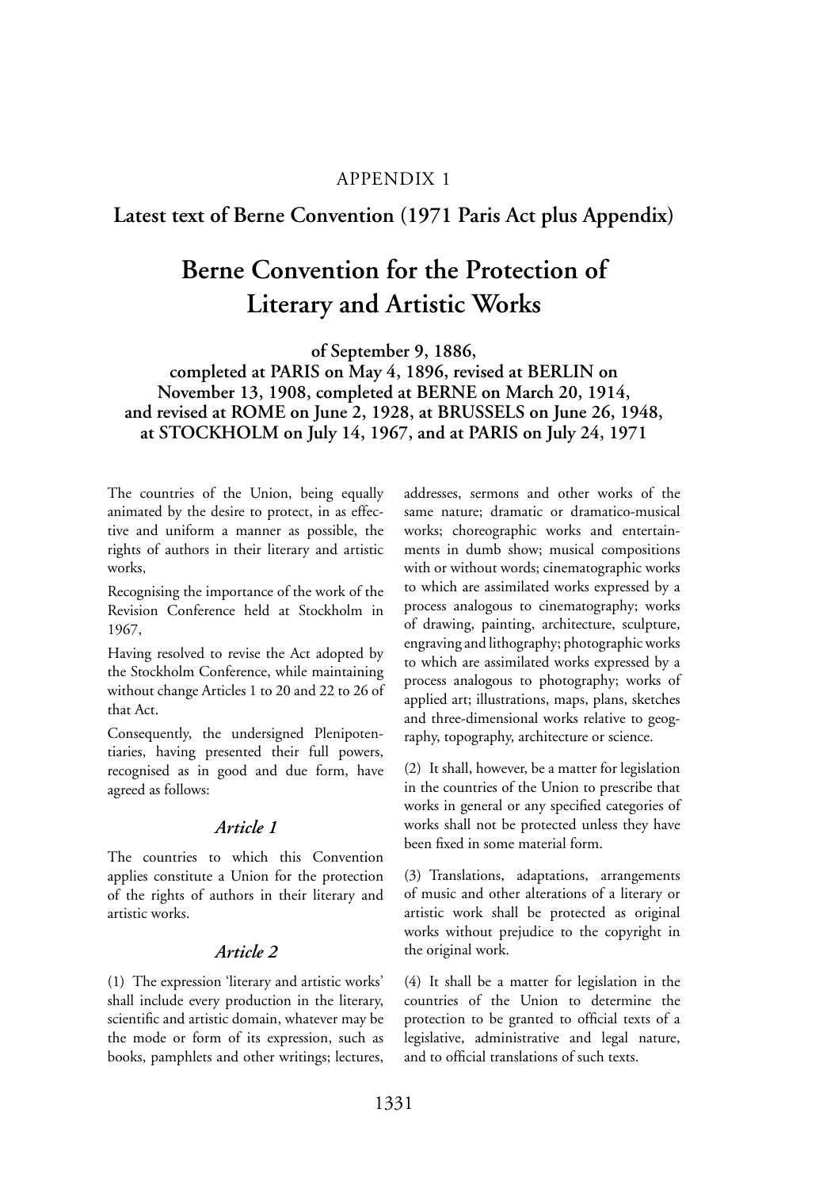APPENDIX 1

## Latest text of Berne Convention (1971 Paris Act plus Appendix)

# Berne Convention for the Protection of Literary and Artistic Works

**of September 9, 1886, completed at PARIS on May 4, 1896, revised at BERLIN on November 13, 1908, completed at BERNE on March 20, 1914, and revised at ROME on June 2, 1928, at BRUSSELS on June 26, 1948, at STOCKHOLM on July 14, 1967, and at PARIS on July 24, 1971**

The countries of the Union, being equally animated by the desire to protect, in as effective and uniform a manner as possible, the rights of authors in their literary and artistic works,

Recognising the importance of the work of the Revision Conference held at Stockholm in 1967,

Having resolved to revise the Act adopted by the Stockholm Conference, while maintaining without change Articles 1 to 20 and 22 to 26 of that Act.

Consequently, the undersigned Plenipotentiaries, having presented their full powers, recognised as in good and due form, have agreed as follows:

### *Article 1*

The countries to which this Convention applies constitute a Union for the protection of the rights of authors in their literary and artistic works.

### *Article 2*

(1) The expression 'literary and artistic works' shall include every production in the literary, scientific and artistic domain, whatever may be the mode or form of its expression, such as books, pamphlets and other writings; lectures, addresses, sermons and other works of the same nature; dramatic or dramatico-musical works; choreographic works and entertainments in dumb show; musical compositions with or without words; cinematographic works to which are assimilated works expressed by a process analogous to cinematography; works of drawing, painting, architecture, sculpture, engraving and lithography; photographic works to which are assimilated works expressed by a process analogous to photography; works of applied art; illustrations, maps, plans, sketches and three-dimensional works relative to geography, topography, architecture or science.

(2) It shall, however, be a matter for legislation in the countries of the Union to prescribe that works in general or any specified categories of works shall not be protected unless they have been fixed in some material form.

(3) Translations, adaptations, arrangements of music and other alterations of a literary or artistic work shall be protected as original works without prejudice to the copyright in the original work.

(4) It shall be a matter for legislation in the countries of the Union to determine the protection to be granted to official texts of a legislative, administrative and legal nature, and to official translations of such texts.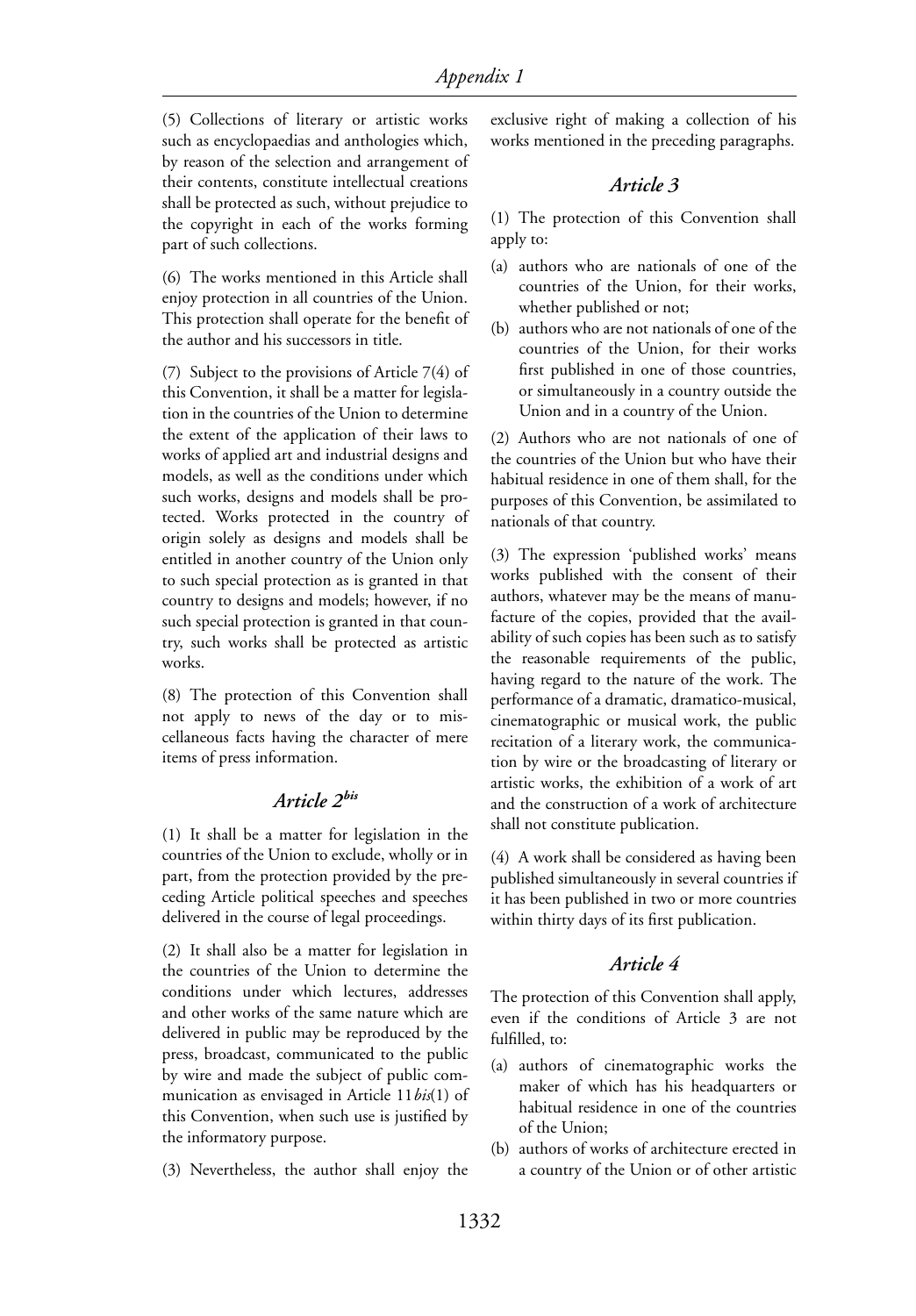(5) Collections of literary or artistic works such as encyclopaedias and anthologies which, by reason of the selection and arrangement of their contents, constitute intellectual creations shall be protected as such, without prejudice to the copyright in each of the works forming part of such collections.

(6) The works mentioned in this Article shall enjoy protection in all countries of the Union. This protection shall operate for the benefit of the author and his successors in title.

(7) Subject to the provisions of Article 7(4) of this Convention, it shall be a matter for legislation in the countries of the Union to determine the extent of the application of their laws to works of applied art and industrial designs and models, as well as the conditions under which such works, designs and models shall be protected. Works protected in the country of origin solely as designs and models shall be entitled in another country of the Union only to such special protection as is granted in that country to designs and models; however, if no such special protection is granted in that country, such works shall be protected as artistic works.

(8) The protection of this Convention shall not apply to news of the day or to miscellaneous facts having the character of mere items of press information.

## *Article 2bis*

(1) It shall be a matter for legislation in the countries of the Union to exclude, wholly or in part, from the protection provided by the preceding Article political speeches and speeches delivered in the course of legal proceedings.

(2) It shall also be a matter for legislation in the countries of the Union to determine the conditions under which lectures, addresses and other works of the same nature which are delivered in public may be reproduced by the press, broadcast, communicated to the public by wire and made the subject of public communication as envisaged in Article 11*bis*(1) of this Convention, when such use is justified by the informatory purpose.

(3) Nevertheless, the author shall enjoy the exclusive right of making a collection of his works mentioned in the preceding paragraphs.

## *Article 3*

(1) The protection of this Convention shall apply to:

(a) authors who are nationals of one of the countries of the Union, for their works, whether published or not;
(b) authors who are not nationals of one of the countries of the Union, for their works first published in one of those countries, or simultaneously in a country outside the Union and in a country of the Union.

(2) Authors who are not nationals of one of the countries of the Union but who have their habitual residence in one of them shall, for the purposes of this Convention, be assimilated to nationals of that country.

(3) The expression 'published works' means works published with the consent of their authors, whatever may be the means of manufacture of the copies, provided that the availability of such copies has been such as to satisfy the reasonable requirements of the public, having regard to the nature of the work. The performance of a dramatic, dramatico-musical, cinematographic or musical work, the public recitation of a literary work, the communication by wire or the broadcasting of literary or artistic works, the exhibition of a work of art and the construction of a work of architecture shall not constitute publication.

(4) A work shall be considered as having been published simultaneously in several countries if it has been published in two or more countries within thirty days of its first publication.

## *Article 4*

The protection of this Convention shall apply, even if the conditions of Article 3 are not fulfilled, to:

(a) authors of cinematographic works the maker of which has his headquarters or habitual residence in one of the countries of the Union;
(b) authors of works of architecture erected in a country of the Union or of other artistic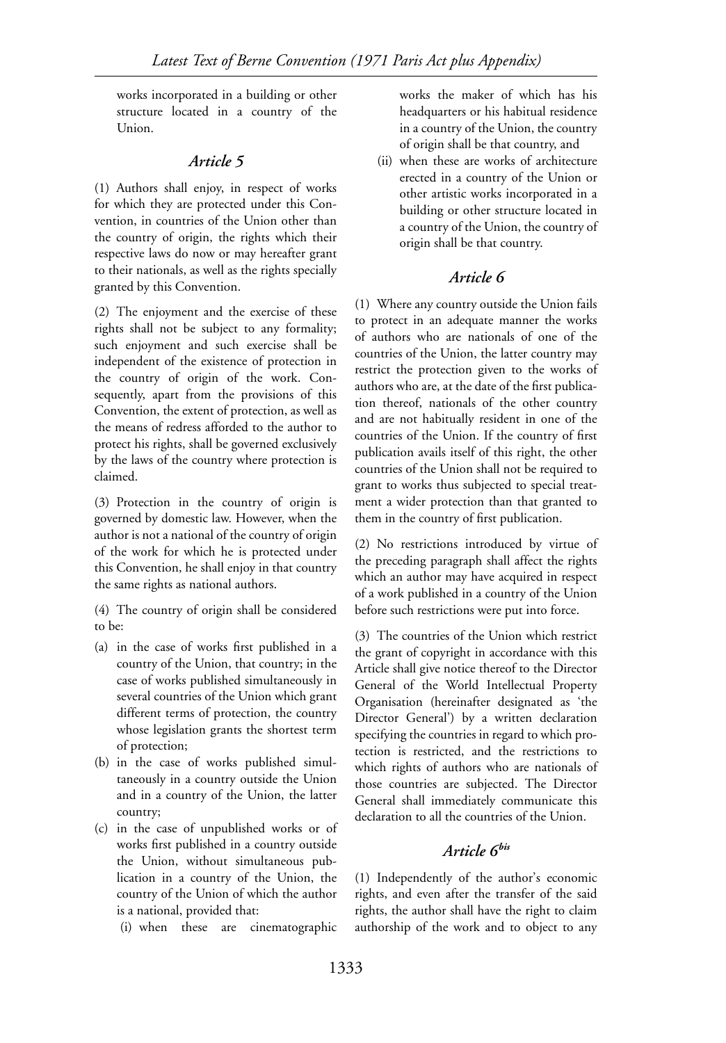works incorporated in a building or other structure located in a country of the Union.

### *Article 5*

(1) Authors shall enjoy, in respect of works for which they are protected under this Convention, in countries of the Union other than the country of origin, the rights which their respective laws do now or may hereafter grant to their nationals, as well as the rights specially granted by this Convention.

(2) The enjoyment and the exercise of these rights shall not be subject to any formality; such enjoyment and such exercise shall be independent of the existence of protection in the country of origin of the work. Consequently, apart from the provisions of this Convention, the extent of protection, as well as the means of redress afforded to the author to protect his rights, shall be governed exclusively by the laws of the country where protection is claimed.

(3) Protection in the country of origin is governed by domestic law. However, when the author is not a national of the country of origin of the work for which he is protected under this Convention, he shall enjoy in that country the same rights as national authors.

(4) The country of origin shall be considered to be:

(a) in the case of works first published in a country of the Union, that country; in the case of works published simultaneously in several countries of the Union which grant different terms of protection, the country whose legislation grants the shortest term of protection;

(b) in the case of works published simultaneously in a country outside the Union and in a country of the Union, the latter country;

(c) in the case of unpublished works or of works first published in a country outside the Union, without simultaneous publication in a country of the Union, the country of the Union of which the author is a national, provided that:

 (i) when these are cinematographic works the maker of which has his headquarters or his habitual residence in a country of the Union, the country of origin shall be that country, and

 (ii) when these are works of architecture erected in a country of the Union or other artistic works incorporated in a building or other structure located in a country of the Union, the country of origin shall be that country.

### *Article 6*

(1) Where any country outside the Union fails to protect in an adequate manner the works of authors who are nationals of one of the countries of the Union, the latter country may restrict the protection given to the works of authors who are, at the date of the first publication thereof, nationals of the other country and are not habitually resident in one of the countries of the Union. If the country of first publication avails itself of this right, the other countries of the Union shall not be required to grant to works thus subjected to special treatment a wider protection than that granted to them in the country of first publication.

(2) No restrictions introduced by virtue of the preceding paragraph shall affect the rights which an author may have acquired in respect of a work published in a country of the Union before such restrictions were put into force.

(3) The countries of the Union which restrict the grant of copyright in accordance with this Article shall give notice thereof to the Director General of the World Intellectual Property Organisation (hereinafter designated as 'the Director General') by a written declaration specifying the countries in regard to which protection is restricted, and the restrictions to which rights of authors who are nationals of those countries are subjected. The Director General shall immediately communicate this declaration to all the countries of the Union.

### *Article 6bis*

(1) Independently of the author's economic rights, and even after the transfer of the said rights, the author shall have the right to claim authorship of the work and to object to any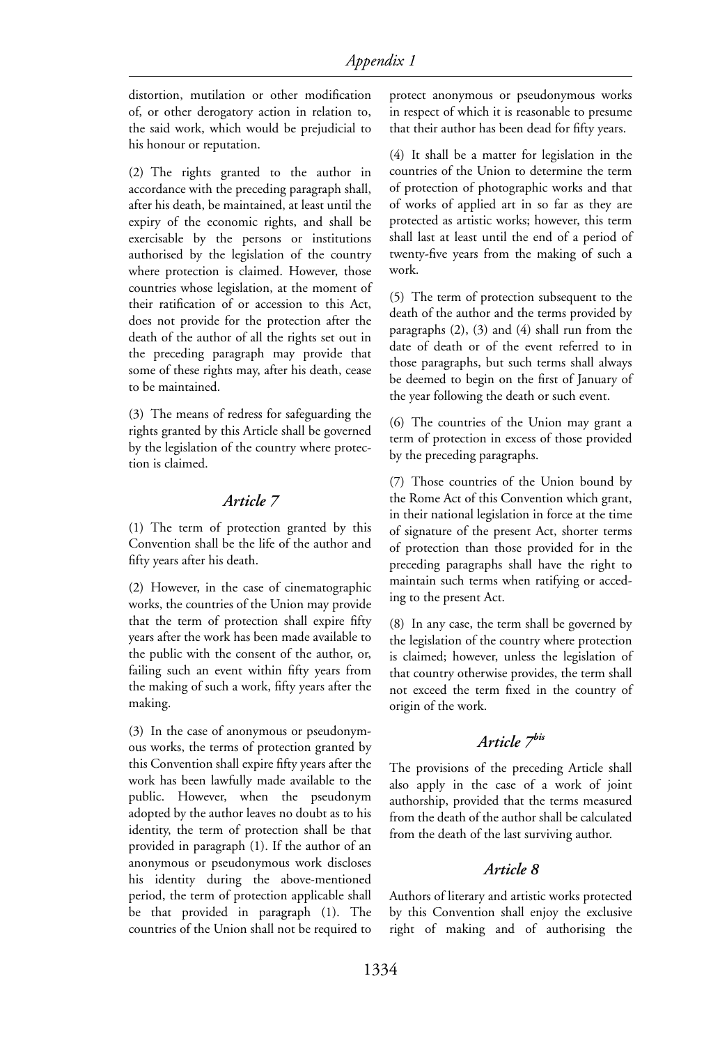distortion, mutilation or other modification of, or other derogatory action in relation to, the said work, which would be prejudicial to his honour or reputation.

(2) The rights granted to the author in accordance with the preceding paragraph shall, after his death, be maintained, at least until the expiry of the economic rights, and shall be exercisable by the persons or institutions authorised by the legislation of the country where protection is claimed. However, those countries whose legislation, at the moment of their ratification of or accession to this Act, does not provide for the protection after the death of the author of all the rights set out in the preceding paragraph may provide that some of these rights may, after his death, cease to be maintained.

(3) The means of redress for safeguarding the rights granted by this Article shall be governed by the legislation of the country where protection is claimed.

### *Article 7*

(1) The term of protection granted by this Convention shall be the life of the author and fifty years after his death.

(2) However, in the case of cinematographic works, the countries of the Union may provide that the term of protection shall expire fifty years after the work has been made available to the public with the consent of the author, or, failing such an event within fifty years from the making of such a work, fifty years after the making.

(3) In the case of anonymous or pseudonymous works, the terms of protection granted by this Convention shall expire fifty years after the work has been lawfully made available to the public. However, when the pseudonym adopted by the author leaves no doubt as to his identity, the term of protection shall be that provided in paragraph (1). If the author of an anonymous or pseudonymous work discloses his identity during the above-mentioned period, the term of protection applicable shall be that provided in paragraph (1). The countries of the Union shall not be required to protect anonymous or pseudonymous works in respect of which it is reasonable to presume that their author has been dead for fifty years.

(4) It shall be a matter for legislation in the countries of the Union to determine the term of protection of photographic works and that of works of applied art in so far as they are protected as artistic works; however, this term shall last at least until the end of a period of twenty-five years from the making of such a work.

(5) The term of protection subsequent to the death of the author and the terms provided by paragraphs (2), (3) and (4) shall run from the date of death or of the event referred to in those paragraphs, but such terms shall always be deemed to begin on the first of January of the year following the death or such event.

(6) The countries of the Union may grant a term of protection in excess of those provided by the preceding paragraphs.

(7) Those countries of the Union bound by the Rome Act of this Convention which grant, in their national legislation in force at the time of signature of the present Act, shorter terms of protection than those provided for in the preceding paragraphs shall have the right to maintain such terms when ratifying or acceding to the present Act.

(8) In any case, the term shall be governed by the legislation of the country where protection is claimed; however, unless the legislation of that country otherwise provides, the term shall not exceed the term fixed in the country of origin of the work.

### *Article 7bis*

The provisions of the preceding Article shall also apply in the case of a work of joint authorship, provided that the terms measured from the death of the author shall be calculated from the death of the last surviving author.

### *Article 8*

Authors of literary and artistic works protected by this Convention shall enjoy the exclusive right of making and of authorising the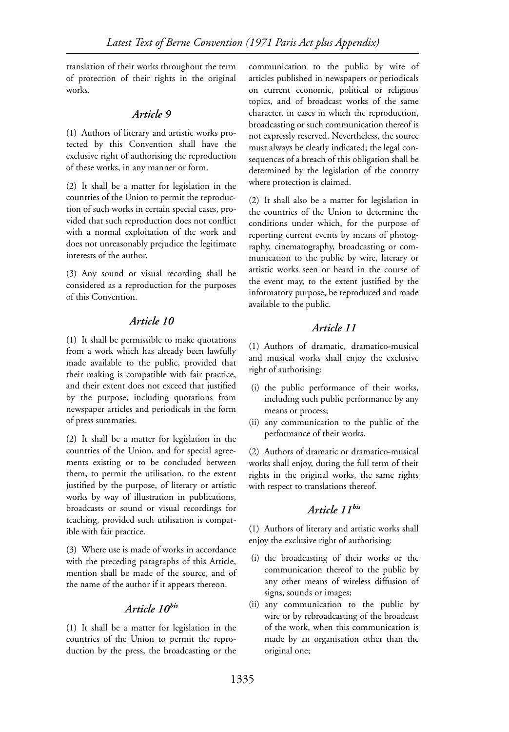translation of their works throughout the term of protection of their rights in the original works.

### *Article 9*

(1) Authors of literary and artistic works protected by this Convention shall have the exclusive right of authorising the reproduction of these works, in any manner or form.

(2) It shall be a matter for legislation in the countries of the Union to permit the reproduction of such works in certain special cases, provided that such reproduction does not conflict with a normal exploitation of the work and does not unreasonably prejudice the legitimate interests of the author.

(3) Any sound or visual recording shall be considered as a reproduction for the purposes of this Convention.

### *Article 10*

(1) It shall be permissible to make quotations from a work which has already been lawfully made available to the public, provided that their making is compatible with fair practice, and their extent does not exceed that justified by the purpose, including quotations from newspaper articles and periodicals in the form of press summaries.

(2) It shall be a matter for legislation in the countries of the Union, and for special agreements existing or to be concluded between them, to permit the utilisation, to the extent justified by the purpose, of literary or artistic works by way of illustration in publications, broadcasts or sound or visual recordings for teaching, provided such utilisation is compatible with fair practice.

(3) Where use is made of works in accordance with the preceding paragraphs of this Article, mention shall be made of the source, and of the name of the author if it appears thereon.

### *Article 10bis*

(1) It shall be a matter for legislation in the countries of the Union to permit the reproduction by the press, the broadcasting or the communication to the public by wire of articles published in newspapers or periodicals on current economic, political or religious topics, and of broadcast works of the same character, in cases in which the reproduction, broadcasting or such communication thereof is not expressly reserved. Nevertheless, the source must always be clearly indicated; the legal consequences of a breach of this obligation shall be determined by the legislation of the country where protection is claimed.

(2) It shall also be a matter for legislation in the countries of the Union to determine the conditions under which, for the purpose of reporting current events by means of photography, cinematography, broadcasting or communication to the public by wire, literary or artistic works seen or heard in the course of the event may, to the extent justified by the informatory purpose, be reproduced and made available to the public.

### *Article 11*

(1) Authors of dramatic, dramatico-musical and musical works shall enjoy the exclusive right of authorising:

(i) the public performance of their works, including such public performance by any means or process;
(ii) any communication to the public of the performance of their works.

(2) Authors of dramatic or dramatico-musical works shall enjoy, during the full term of their rights in the original works, the same rights with respect to translations thereof.

### *Article 11bis*

(1) Authors of literary and artistic works shall enjoy the exclusive right of authorising:

(i) the broadcasting of their works or the communication thereof to the public by any other means of wireless diffusion of signs, sounds or images;
(ii) any communication to the public by wire or by rebroadcasting of the broadcast of the work, when this communication is made by an organisation other than the original one;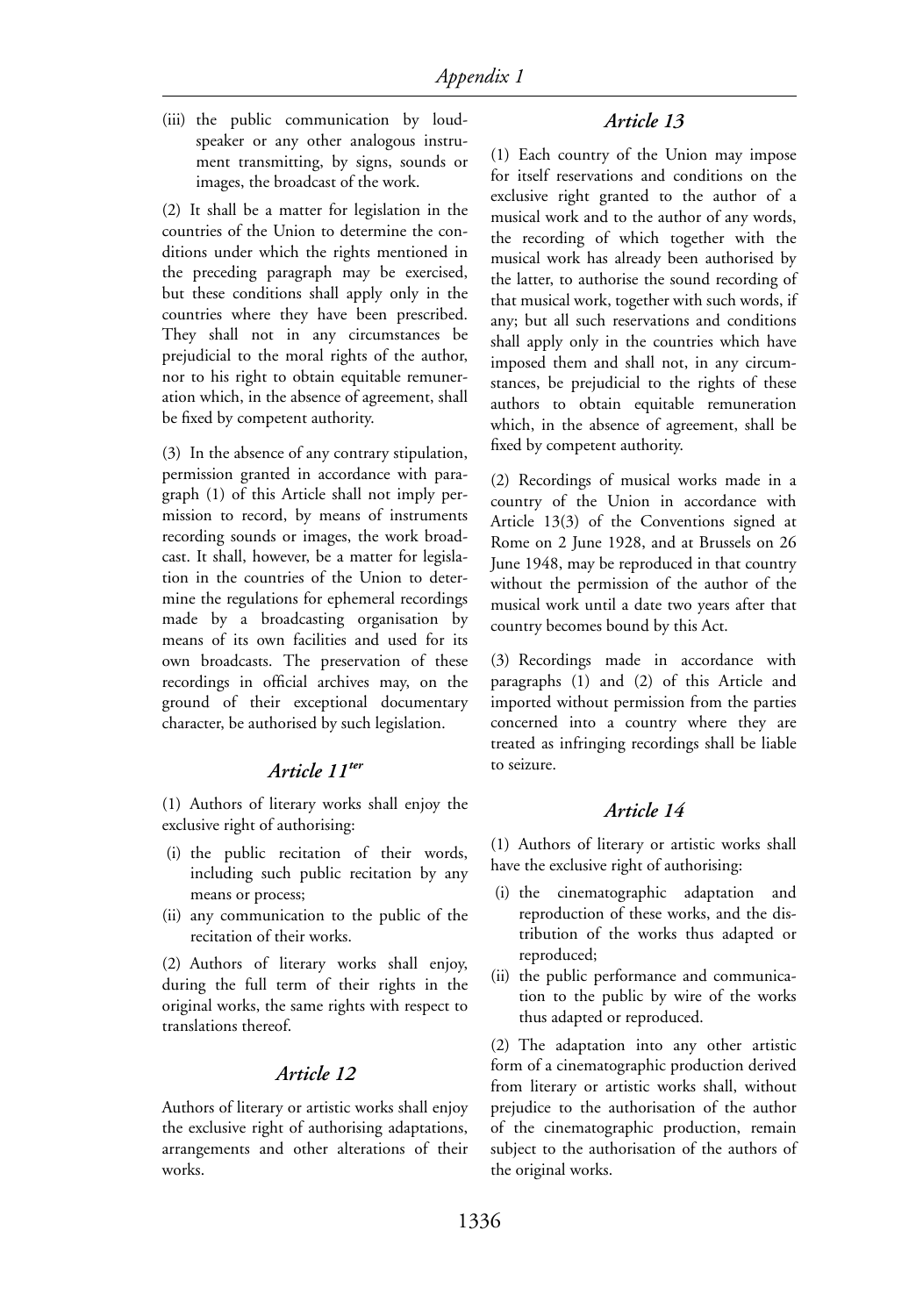(iii) the public communication by loudspeaker or any other analogous instrument transmitting, by signs, sounds or images, the broadcast of the work.

(2) It shall be a matter for legislation in the countries of the Union to determine the conditions under which the rights mentioned in the preceding paragraph may be exercised, but these conditions shall apply only in the countries where they have been prescribed. They shall not in any circumstances be prejudicial to the moral rights of the author, nor to his right to obtain equitable remuneration which, in the absence of agreement, shall be fixed by competent authority.

(3) In the absence of any contrary stipulation, permission granted in accordance with paragraph (1) of this Article shall not imply permission to record, by means of instruments recording sounds or images, the work broadcast. It shall, however, be a matter for legislation in the countries of the Union to determine the regulations for ephemeral recordings made by a broadcasting organisation by means of its own facilities and used for its own broadcasts. The preservation of these recordings in official archives may, on the ground of their exceptional documentary character, be authorised by such legislation.

## *Article 11^ter^*

(1) Authors of literary works shall enjoy the exclusive right of authorising:

(i) the public recitation of their words, including such public recitation by any means or process;
(ii) any communication to the public of the recitation of their works.

(2) Authors of literary works shall enjoy, during the full term of their rights in the original works, the same rights with respect to translations thereof.

## *Article 12*

Authors of literary or artistic works shall enjoy the exclusive right of authorising adaptations, arrangements and other alterations of their works.

## *Article 13*

(1) Each country of the Union may impose for itself reservations and conditions on the exclusive right granted to the author of a musical work and to the author of any words, the recording of which together with the musical work has already been authorised by the latter, to authorise the sound recording of that musical work, together with such words, if any; but all such reservations and conditions shall apply only in the countries which have imposed them and shall not, in any circumstances, be prejudicial to the rights of these authors to obtain equitable remuneration which, in the absence of agreement, shall be fixed by competent authority.

(2) Recordings of musical works made in a country of the Union in accordance with Article 13(3) of the Conventions signed at Rome on 2 June 1928, and at Brussels on 26 June 1948, may be reproduced in that country without the permission of the author of the musical work until a date two years after that country becomes bound by this Act.

(3) Recordings made in accordance with paragraphs (1) and (2) of this Article and imported without permission from the parties concerned into a country where they are treated as infringing recordings shall be liable to seizure.

## *Article 14*

(1) Authors of literary or artistic works shall have the exclusive right of authorising:

(i) the cinematographic adaptation and reproduction of these works, and the distribution of the works thus adapted or reproduced;
(ii) the public performance and communication to the public by wire of the works thus adapted or reproduced.

(2) The adaptation into any other artistic form of a cinematographic production derived from literary or artistic works shall, without prejudice to the authorisation of the author of the cinematographic production, remain subject to the authorisation of the authors of the original works.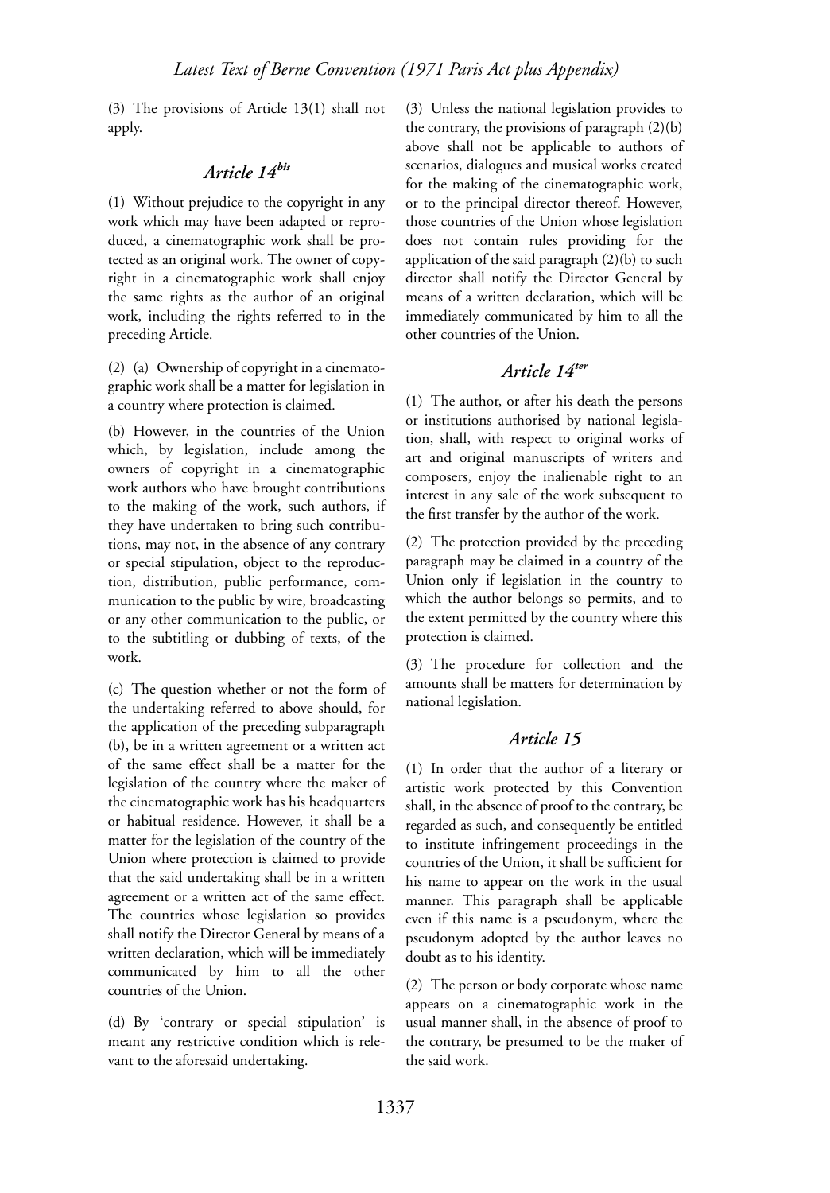(3) The provisions of Article 13(1) shall not apply.

### *Article 14bis*

(1) Without prejudice to the copyright in any work which may have been adapted or reproduced, a cinematographic work shall be protected as an original work. The owner of copyright in a cinematographic work shall enjoy the same rights as the author of an original work, including the rights referred to in the preceding Article.

(2) (a) Ownership of copyright in a cinematographic work shall be a matter for legislation in a country where protection is claimed.

(b) However, in the countries of the Union which, by legislation, include among the owners of copyright in a cinematographic work authors who have brought contributions to the making of the work, such authors, if they have undertaken to bring such contributions, may not, in the absence of any contrary or special stipulation, object to the reproduction, distribution, public performance, communication to the public by wire, broadcasting or any other communication to the public, or to the subtitling or dubbing of texts, of the work.

(c) The question whether or not the form of the undertaking referred to above should, for the application of the preceding subparagraph (b), be in a written agreement or a written act of the same effect shall be a matter for the legislation of the country where the maker of the cinematographic work has his headquarters or habitual residence. However, it shall be a matter for the legislation of the country of the Union where protection is claimed to provide that the said undertaking shall be in a written agreement or a written act of the same effect. The countries whose legislation so provides shall notify the Director General by means of a written declaration, which will be immediately communicated by him to all the other countries of the Union.

(d) By 'contrary or special stipulation' is meant any restrictive condition which is relevant to the aforesaid undertaking.

(3) Unless the national legislation provides to the contrary, the provisions of paragraph (2)(b) above shall not be applicable to authors of scenarios, dialogues and musical works created for the making of the cinematographic work, or to the principal director thereof. However, those countries of the Union whose legislation does not contain rules providing for the application of the said paragraph (2)(b) to such director shall notify the Director General by means of a written declaration, which will be immediately communicated by him to all the other countries of the Union.

### *Article 14ter*

(1) The author, or after his death the persons or institutions authorised by national legislation, shall, with respect to original works of art and original manuscripts of writers and composers, enjoy the inalienable right to an interest in any sale of the work subsequent to the first transfer by the author of the work.

(2) The protection provided by the preceding paragraph may be claimed in a country of the Union only if legislation in the country to which the author belongs so permits, and to the extent permitted by the country where this protection is claimed.

(3) The procedure for collection and the amounts shall be matters for determination by national legislation.

### *Article 15*

(1) In order that the author of a literary or artistic work protected by this Convention shall, in the absence of proof to the contrary, be regarded as such, and consequently be entitled to institute infringement proceedings in the countries of the Union, it shall be sufficient for his name to appear on the work in the usual manner. This paragraph shall be applicable even if this name is a pseudonym, where the pseudonym adopted by the author leaves no doubt as to his identity.

(2) The person or body corporate whose name appears on a cinematographic work in the usual manner shall, in the absence of proof to the contrary, be presumed to be the maker of the said work.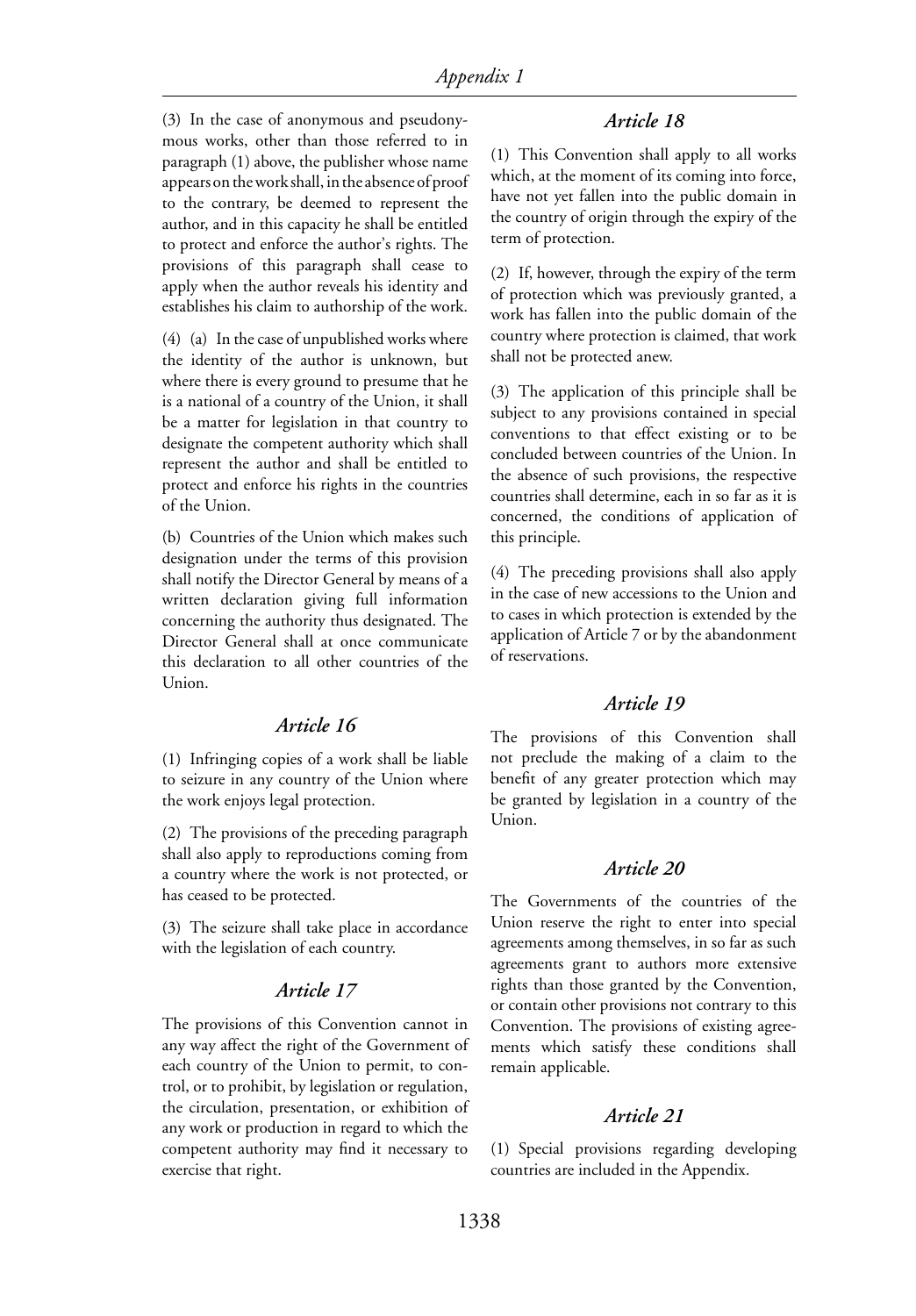(3) In the case of anonymous and pseudonymous works, other than those referred to in paragraph (1) above, the publisher whose name appears on the work shall, in the absence of proof to the contrary, be deemed to represent the author, and in this capacity he shall be entitled to protect and enforce the author's rights. The provisions of this paragraph shall cease to apply when the author reveals his identity and establishes his claim to authorship of the work.

(4) (a) In the case of unpublished works where the identity of the author is unknown, but where there is every ground to presume that he is a national of a country of the Union, it shall be a matter for legislation in that country to designate the competent authority which shall represent the author and shall be entitled to protect and enforce his rights in the countries of the Union.

(b) Countries of the Union which makes such designation under the terms of this provision shall notify the Director General by means of a written declaration giving full information concerning the authority thus designated. The Director General shall at once communicate this declaration to all other countries of the Union.

### *Article 16*

(1) Infringing copies of a work shall be liable to seizure in any country of the Union where the work enjoys legal protection.

(2) The provisions of the preceding paragraph shall also apply to reproductions coming from a country where the work is not protected, or has ceased to be protected.

(3) The seizure shall take place in accordance with the legislation of each country.

### *Article 17*

The provisions of this Convention cannot in any way affect the right of the Government of each country of the Union to permit, to control, or to prohibit, by legislation or regulation, the circulation, presentation, or exhibition of any work or production in regard to which the competent authority may find it necessary to exercise that right.

### *Article 18*

(1) This Convention shall apply to all works which, at the moment of its coming into force, have not yet fallen into the public domain in the country of origin through the expiry of the term of protection.

(2) If, however, through the expiry of the term of protection which was previously granted, a work has fallen into the public domain of the country where protection is claimed, that work shall not be protected anew.

(3) The application of this principle shall be subject to any provisions contained in special conventions to that effect existing or to be concluded between countries of the Union. In the absence of such provisions, the respective countries shall determine, each in so far as it is concerned, the conditions of application of this principle.

(4) The preceding provisions shall also apply in the case of new accessions to the Union and to cases in which protection is extended by the application of Article 7 or by the abandonment of reservations.

### *Article 19*

The provisions of this Convention shall not preclude the making of a claim to the benefit of any greater protection which may be granted by legislation in a country of the Union.

### *Article 20*

The Governments of the countries of the Union reserve the right to enter into special agreements among themselves, in so far as such agreements grant to authors more extensive rights than those granted by the Convention, or contain other provisions not contrary to this Convention. The provisions of existing agreements which satisfy these conditions shall remain applicable.

### *Article 21*

(1) Special provisions regarding developing countries are included in the Appendix.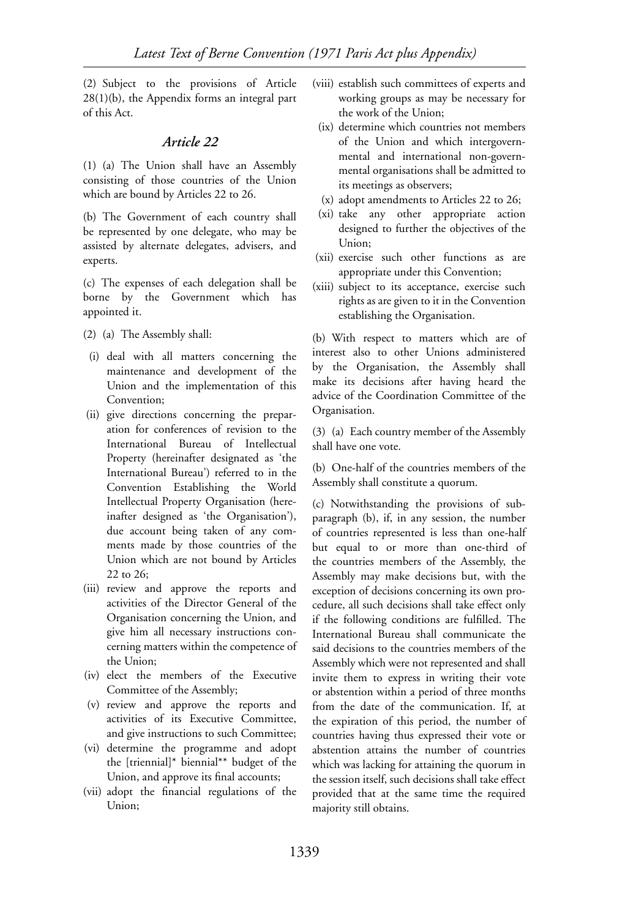(2) Subject to the provisions of Article 28(1)(b), the Appendix forms an integral part of this Act.

## *Article 22*

(1) (a) The Union shall have an Assembly consisting of those countries of the Union which are bound by Articles 22 to 26.

(b) The Government of each country shall be represented by one delegate, who may be assisted by alternate delegates, advisers, and experts.

(c) The expenses of each delegation shall be borne by the Government which has appointed it.

(2) (a) The Assembly shall:

(i) deal with all matters concerning the maintenance and development of the Union and the implementation of this Convention;

(ii) give directions concerning the preparation for conferences of revision to the International Bureau of Intellectual Property (hereinafter designated as 'the International Bureau') referred to in the Convention Establishing the World Intellectual Property Organisation (hereinafter designed as 'the Organisation'), due account being taken of any comments made by those countries of the Union which are not bound by Articles 22 to 26;

(iii) review and approve the reports and activities of the Director General of the Organisation concerning the Union, and give him all necessary instructions concerning matters within the competence of the Union;

(iv) elect the members of the Executive Committee of the Assembly;

(v) review and approve the reports and activities of its Executive Committee, and give instructions to such Committee;

(vi) determine the programme and adopt the [triennial]* biennial** budget of the Union, and approve its final accounts;

(vii) adopt the financial regulations of the Union;

(viii) establish such committees of experts and working groups as may be necessary for the work of the Union;

(ix) determine which countries not members of the Union and which intergovernmental and international non-governmental organisations shall be admitted to its meetings as observers;

(x) adopt amendments to Articles 22 to 26;

(xi) take any other appropriate action designed to further the objectives of the Union;

(xii) exercise such other functions as are appropriate under this Convention;

(xiii) subject to its acceptance, exercise such rights as are given to it in the Convention establishing the Organisation.

(b) With respect to matters which are of interest also to other Unions administered by the Organisation, the Assembly shall make its decisions after having heard the advice of the Coordination Committee of the Organisation.

(3) (a) Each country member of the Assembly shall have one vote.

(b) One-half of the countries members of the Assembly shall constitute a quorum.

(c) Notwithstanding the provisions of subparagraph (b), if, in any session, the number of countries represented is less than one-half but equal to or more than one-third of the countries members of the Assembly, the Assembly may make decisions but, with the exception of decisions concerning its own procedure, all such decisions shall take effect only if the following conditions are fulfilled. The International Bureau shall communicate the said decisions to the countries members of the Assembly which were not represented and shall invite them to express in writing their vote or abstention within a period of three months from the date of the communication. If, at the expiration of this period, the number of countries having thus expressed their vote or abstention attains the number of countries which was lacking for attaining the quorum in the session itself, such decisions shall take effect provided that at the same time the required majority still obtains.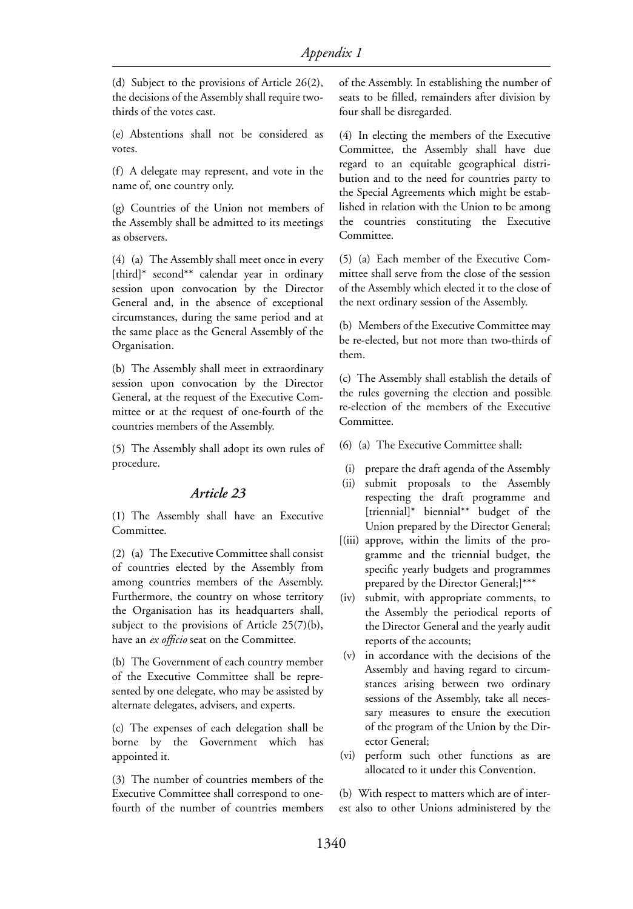(d) Subject to the provisions of Article 26(2), the decisions of the Assembly shall require two-thirds of the votes cast.

(e) Abstentions shall not be considered as votes.

(f) A delegate may represent, and vote in the name of, one country only.

(g) Countries of the Union not members of the Assembly shall be admitted to its meetings as observers.

(4) (a) The Assembly shall meet once in every [third]* second** calendar year in ordinary session upon convocation by the Director General and, in the absence of exceptional circumstances, during the same period and at the same place as the General Assembly of the Organisation.

(b) The Assembly shall meet in extraordinary session upon convocation by the Director General, at the request of the Executive Committee or at the request of one-fourth of the countries members of the Assembly.

(5) The Assembly shall adopt its own rules of procedure.

## *Article 23*

(1) The Assembly shall have an Executive Committee.

(2) (a) The Executive Committee shall consist of countries elected by the Assembly from among countries members of the Assembly. Furthermore, the country on whose territory the Organisation has its headquarters shall, subject to the provisions of Article 25(7)(b), have an *ex officio* seat on the Committee.

(b) The Government of each country member of the Executive Committee shall be represented by one delegate, who may be assisted by alternate delegates, advisers, and experts.

(c) The expenses of each delegation shall be borne by the Government which has appointed it.

(3) The number of countries members of the Executive Committee shall correspond to one-fourth of the number of countries members of the Assembly. In establishing the number of seats to be filled, remainders after division by four shall be disregarded.

(4) In electing the members of the Executive Committee, the Assembly shall have due regard to an equitable geographical distribution and to the need for countries party to the Special Agreements which might be established in relation with the Union to be among the countries constituting the Executive Committee.

(5) (a) Each member of the Executive Committee shall serve from the close of the session of the Assembly which elected it to the close of the next ordinary session of the Assembly.

(b) Members of the Executive Committee may be re-elected, but not more than two-thirds of them.

(c) The Assembly shall establish the details of the rules governing the election and possible re-election of the members of the Executive Committee.

(6) (a) The Executive Committee shall:

(i) prepare the draft agenda of the Assembly

(ii) submit proposals to the Assembly respecting the draft programme and [triennial]* biennial** budget of the Union prepared by the Director General;

[(iii) approve, within the limits of the programme and the triennial budget, the specific yearly budgets and programmes prepared by the Director General;]***

(iv) submit, with appropriate comments, to the Assembly the periodical reports of the Director General and the yearly audit reports of the accounts;

(v) in accordance with the decisions of the Assembly and having regard to circumstances arising between two ordinary sessions of the Assembly, take all necessary measures to ensure the execution of the program of the Union by the Director General;

(vi) perform such other functions as are allocated to it under this Convention.

(b) With respect to matters which are of interest also to other Unions administered by the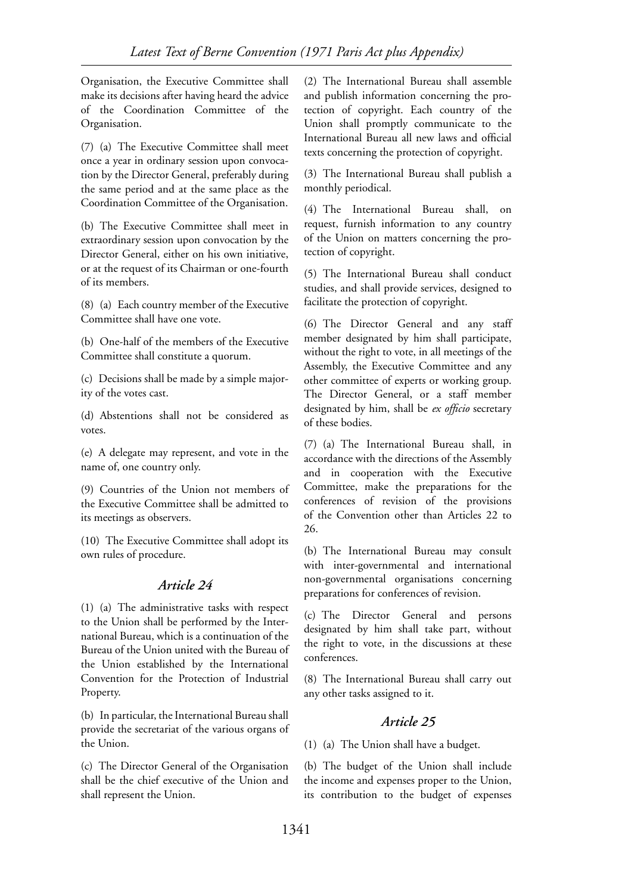Organisation, the Executive Committee shall make its decisions after having heard the advice of the Coordination Committee of the Organisation.

(7) (a) The Executive Committee shall meet once a year in ordinary session upon convocation by the Director General, preferably during the same period and at the same place as the Coordination Committee of the Organisation.

(b) The Executive Committee shall meet in extraordinary session upon convocation by the Director General, either on his own initiative, or at the request of its Chairman or one-fourth of its members.

(8) (a) Each country member of the Executive Committee shall have one vote.

(b) One-half of the members of the Executive Committee shall constitute a quorum.

(c) Decisions shall be made by a simple majority of the votes cast.

(d) Abstentions shall not be considered as votes.

(e) A delegate may represent, and vote in the name of, one country only.

(9) Countries of the Union not members of the Executive Committee shall be admitted to its meetings as observers.

(10) The Executive Committee shall adopt its own rules of procedure.

### *Article 24*

(1) (a) The administrative tasks with respect to the Union shall be performed by the International Bureau, which is a continuation of the Bureau of the Union united with the Bureau of the Union established by the International Convention for the Protection of Industrial Property.

(b) In particular, the International Bureau shall provide the secretariat of the various organs of the Union.

(c) The Director General of the Organisation shall be the chief executive of the Union and shall represent the Union.

(2) The International Bureau shall assemble and publish information concerning the protection of copyright. Each country of the Union shall promptly communicate to the International Bureau all new laws and official texts concerning the protection of copyright.

(3) The International Bureau shall publish a monthly periodical.

(4) The International Bureau shall, on request, furnish information to any country of the Union on matters concerning the protection of copyright.

(5) The International Bureau shall conduct studies, and shall provide services, designed to facilitate the protection of copyright.

(6) The Director General and any staff member designated by him shall participate, without the right to vote, in all meetings of the Assembly, the Executive Committee and any other committee of experts or working group. The Director General, or a staff member designated by him, shall be *ex officio* secretary of these bodies.

(7) (a) The International Bureau shall, in accordance with the directions of the Assembly and in cooperation with the Executive Committee, make the preparations for the conferences of revision of the provisions of the Convention other than Articles 22 to 26.

(b) The International Bureau may consult with inter-governmental and international non-governmental organisations concerning preparations for conferences of revision.

(c) The Director General and persons designated by him shall take part, without the right to vote, in the discussions at these conferences.

(8) The International Bureau shall carry out any other tasks assigned to it.

### *Article 25*

(1) (a) The Union shall have a budget.

(b) The budget of the Union shall include the income and expenses proper to the Union, its contribution to the budget of expenses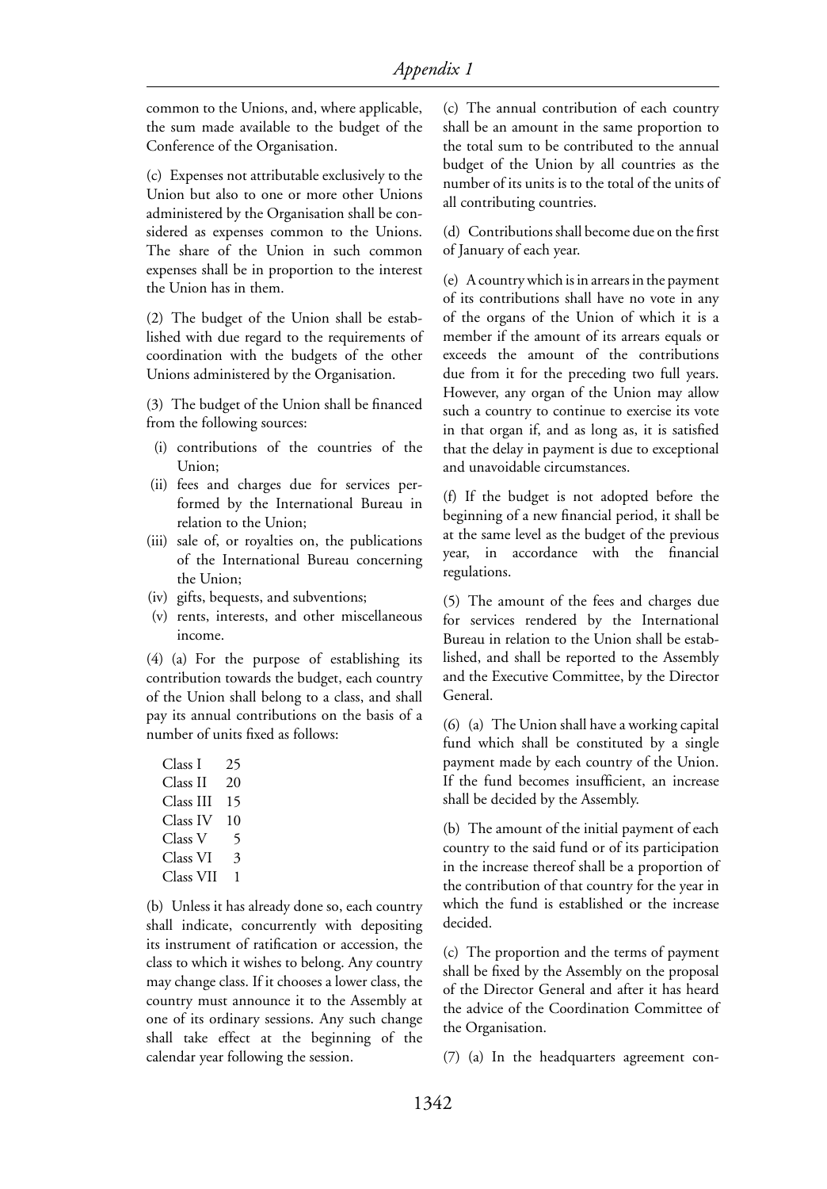common to the Unions, and, where applicable, the sum made available to the budget of the Conference of the Organisation.

(c) Expenses not attributable exclusively to the Union but also to one or more other Unions administered by the Organisation shall be considered as expenses common to the Unions. The share of the Union in such common expenses shall be in proportion to the interest the Union has in them.

(2) The budget of the Union shall be established with due regard to the requirements of coordination with the budgets of the other Unions administered by the Organisation.

(3) The budget of the Union shall be financed from the following sources:

- (i) contributions of the countries of the Union;
- (ii) fees and charges due for services performed by the International Bureau in relation to the Union;
- (iii) sale of, or royalties on, the publications of the International Bureau concerning the Union;
- (iv) gifts, bequests, and subventions;
- (v) rents, interests, and other miscellaneous income.

(4) (a) For the purpose of establishing its contribution towards the budget, each country of the Union shall belong to a class, and shall pay its annual contributions on the basis of a number of units fixed as follows:

| | |
|---|---|
| Class I | 25 |
| Class II | 20 |
| Class III | 15 |
| Class IV | 10 |
| Class V | 5 |
| Class VI | 3 |
| Class VII | 1 |

(b) Unless it has already done so, each country shall indicate, concurrently with depositing its instrument of ratification or accession, the class to which it wishes to belong. Any country may change class. If it chooses a lower class, the country must announce it to the Assembly at one of its ordinary sessions. Any such change shall take effect at the beginning of the calendar year following the session.

(c) The annual contribution of each country shall be an amount in the same proportion to the total sum to be contributed to the annual budget of the Union by all countries as the number of its units is to the total of the units of all contributing countries.

(d) Contributions shall become due on the first of January of each year.

(e) A country which is in arrears in the payment of its contributions shall have no vote in any of the organs of the Union of which it is a member if the amount of its arrears equals or exceeds the amount of the contributions due from it for the preceding two full years. However, any organ of the Union may allow such a country to continue to exercise its vote in that organ if, and as long as, it is satisfied that the delay in payment is due to exceptional and unavoidable circumstances.

(f) If the budget is not adopted before the beginning of a new financial period, it shall be at the same level as the budget of the previous year, in accordance with the financial regulations.

(5) The amount of the fees and charges due for services rendered by the International Bureau in relation to the Union shall be established, and shall be reported to the Assembly and the Executive Committee, by the Director General.

(6) (a) The Union shall have a working capital fund which shall be constituted by a single payment made by each country of the Union. If the fund becomes insufficient, an increase shall be decided by the Assembly.

(b) The amount of the initial payment of each country to the said fund or of its participation in the increase thereof shall be a proportion of the contribution of that country for the year in which the fund is established or the increase decided.

(c) The proportion and the terms of payment shall be fixed by the Assembly on the proposal of the Director General and after it has heard the advice of the Coordination Committee of the Organisation.

(7) (a) In the headquarters agreement con-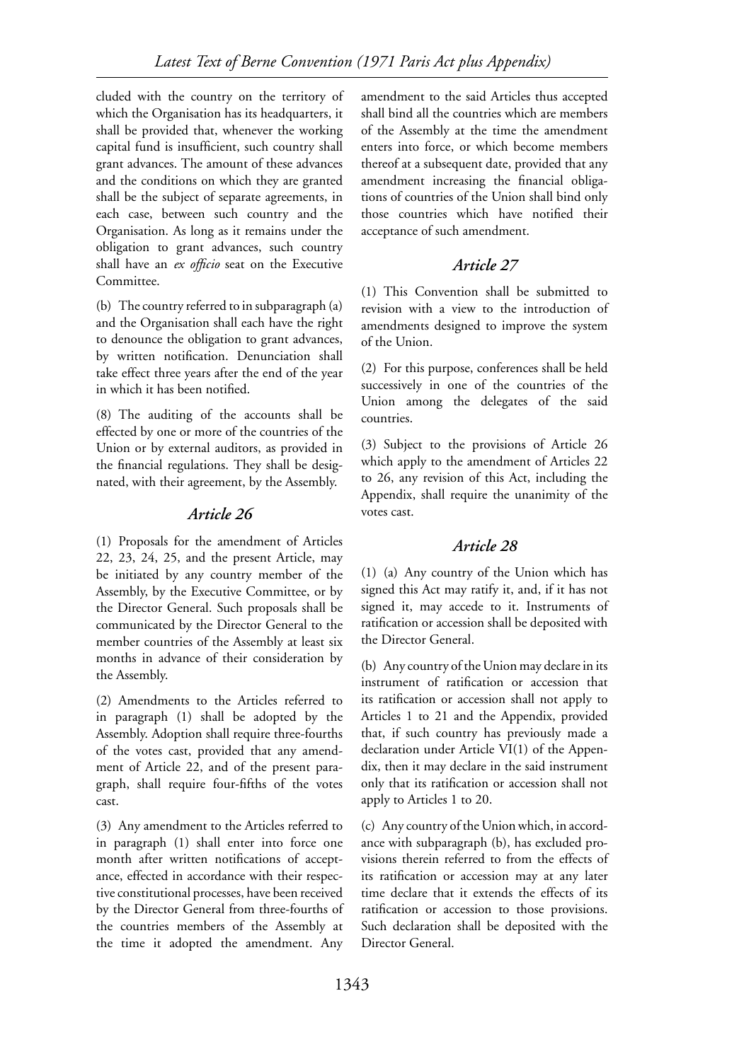cluded with the country on the territory of which the Organisation has its headquarters, it shall be provided that, whenever the working capital fund is insufficient, such country shall grant advances. The amount of these advances and the conditions on which they are granted shall be the subject of separate agreements, in each case, between such country and the Organisation. As long as it remains under the obligation to grant advances, such country shall have an *ex officio* seat on the Executive Committee.

(b) The country referred to in subparagraph (a) and the Organisation shall each have the right to denounce the obligation to grant advances, by written notification. Denunciation shall take effect three years after the end of the year in which it has been notified.

(8) The auditing of the accounts shall be effected by one or more of the countries of the Union or by external auditors, as provided in the financial regulations. They shall be designated, with their agreement, by the Assembly.

### *Article 26*

(1) Proposals for the amendment of Articles 22, 23, 24, 25, and the present Article, may be initiated by any country member of the Assembly, by the Executive Committee, or by the Director General. Such proposals shall be communicated by the Director General to the member countries of the Assembly at least six months in advance of their consideration by the Assembly.

(2) Amendments to the Articles referred to in paragraph (1) shall be adopted by the Assembly. Adoption shall require three-fourths of the votes cast, provided that any amendment of Article 22, and of the present paragraph, shall require four-fifths of the votes cast.

(3) Any amendment to the Articles referred to in paragraph (1) shall enter into force one month after written notifications of acceptance, effected in accordance with their respective constitutional processes, have been received by the Director General from three-fourths of the countries members of the Assembly at the time it adopted the amendment. Any amendment to the said Articles thus accepted shall bind all the countries which are members of the Assembly at the time the amendment enters into force, or which become members thereof at a subsequent date, provided that any amendment increasing the financial obligations of countries of the Union shall bind only those countries which have notified their acceptance of such amendment.

### *Article 27*

(1) This Convention shall be submitted to revision with a view to the introduction of amendments designed to improve the system of the Union.

(2) For this purpose, conferences shall be held successively in one of the countries of the Union among the delegates of the said countries.

(3) Subject to the provisions of Article 26 which apply to the amendment of Articles 22 to 26, any revision of this Act, including the Appendix, shall require the unanimity of the votes cast.

### *Article 28*

(1) (a) Any country of the Union which has signed this Act may ratify it, and, if it has not signed it, may accede to it. Instruments of ratification or accession shall be deposited with the Director General.

(b) Any country of the Union may declare in its instrument of ratification or accession that its ratification or accession shall not apply to Articles 1 to 21 and the Appendix, provided that, if such country has previously made a declaration under Article VI(1) of the Appendix, then it may declare in the said instrument only that its ratification or accession shall not apply to Articles 1 to 20.

(c) Any country of the Union which, in accordance with subparagraph (b), has excluded provisions therein referred to from the effects of its ratification or accession may at any later time declare that it extends the effects of its ratification or accession to those provisions. Such declaration shall be deposited with the Director General.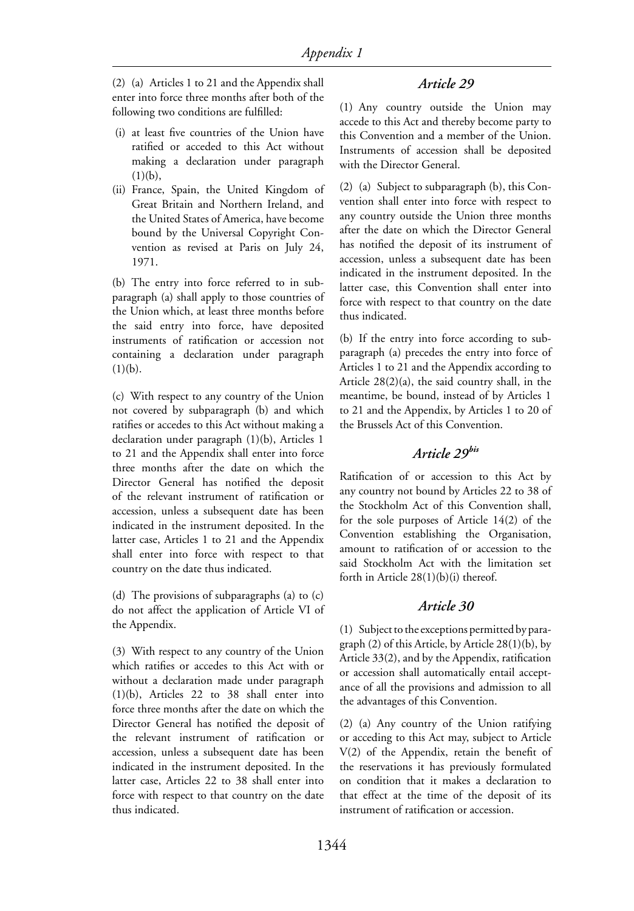(2) (a) Articles 1 to 21 and the Appendix shall enter into force three months after both of the following two conditions are fulfilled:

(i) at least five countries of the Union have ratified or acceded to this Act without making a declaration under paragraph (1)(b),
(ii) France, Spain, the United Kingdom of Great Britain and Northern Ireland, and the United States of America, have become bound by the Universal Copyright Convention as revised at Paris on July 24, 1971.

(b) The entry into force referred to in subparagraph (a) shall apply to those countries of the Union which, at least three months before the said entry into force, have deposited instruments of ratification or accession not containing a declaration under paragraph (1)(b).

(c) With respect to any country of the Union not covered by subparagraph (b) and which ratifies or accedes to this Act without making a declaration under paragraph (1)(b), Articles 1 to 21 and the Appendix shall enter into force three months after the date on which the Director General has notified the deposit of the relevant instrument of ratification or accession, unless a subsequent date has been indicated in the instrument deposited. In the latter case, Articles 1 to 21 and the Appendix shall enter into force with respect to that country on the date thus indicated.

(d) The provisions of subparagraphs (a) to (c) do not affect the application of Article VI of the Appendix.

(3) With respect to any country of the Union which ratifies or accedes to this Act with or without a declaration made under paragraph (1)(b), Articles 22 to 38 shall enter into force three months after the date on which the Director General has notified the deposit of the relevant instrument of ratification or accession, unless a subsequent date has been indicated in the instrument deposited. In the latter case, Articles 22 to 38 shall enter into force with respect to that country on the date thus indicated.

### *Article 29*

(1) Any country outside the Union may accede to this Act and thereby become party to this Convention and a member of the Union. Instruments of accession shall be deposited with the Director General.

(2) (a) Subject to subparagraph (b), this Convention shall enter into force with respect to any country outside the Union three months after the date on which the Director General has notified the deposit of its instrument of accession, unless a subsequent date has been indicated in the instrument deposited. In the latter case, this Convention shall enter into force with respect to that country on the date thus indicated.

(b) If the entry into force according to subparagraph (a) precedes the entry into force of Articles 1 to 21 and the Appendix according to Article 28(2)(a), the said country shall, in the meantime, be bound, instead of by Articles 1 to 21 and the Appendix, by Articles 1 to 20 of the Brussels Act of this Convention.

### *Article 29bis*

Ratification of or accession to this Act by any country not bound by Articles 22 to 38 of the Stockholm Act of this Convention shall, for the sole purposes of Article 14(2) of the Convention establishing the Organisation, amount to ratification of or accession to the said Stockholm Act with the limitation set forth in Article 28(1)(b)(i) thereof.

### *Article 30*

(1) Subject to the exceptions permitted by paragraph (2) of this Article, by Article 28(1)(b), by Article 33(2), and by the Appendix, ratification or accession shall automatically entail acceptance of all the provisions and admission to all the advantages of this Convention.

(2) (a) Any country of the Union ratifying or acceding to this Act may, subject to Article V(2) of the Appendix, retain the benefit of the reservations it has previously formulated on condition that it makes a declaration to that effect at the time of the deposit of its instrument of ratification or accession.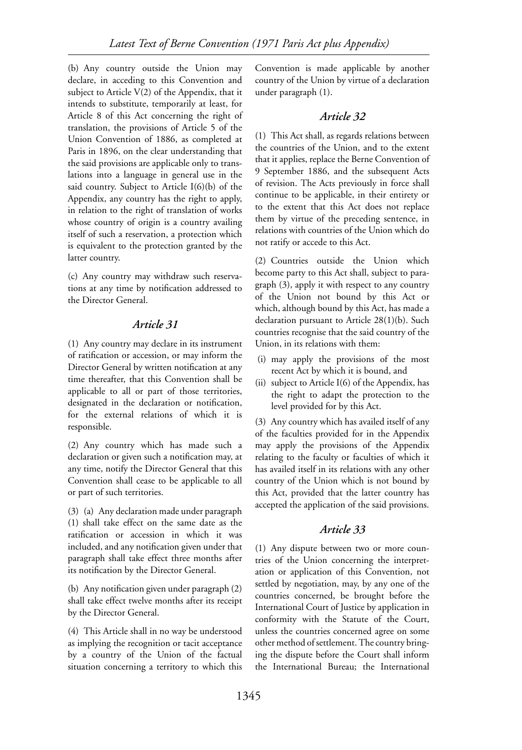(b) Any country outside the Union may declare, in acceding to this Convention and subject to Article V(2) of the Appendix, that it intends to substitute, temporarily at least, for Article 8 of this Act concerning the right of translation, the provisions of Article 5 of the Union Convention of 1886, as completed at Paris in 1896, on the clear understanding that the said provisions are applicable only to translations into a language in general use in the said country. Subject to Article I(6)(b) of the Appendix, any country has the right to apply, in relation to the right of translation of works whose country of origin is a country availing itself of such a reservation, a protection which is equivalent to the protection granted by the latter country.

(c) Any country may withdraw such reservations at any time by notification addressed to the Director General.

### *Article 31*

(1) Any country may declare in its instrument of ratification or accession, or may inform the Director General by written notification at any time thereafter, that this Convention shall be applicable to all or part of those territories, designated in the declaration or notification, for the external relations of which it is responsible.

(2) Any country which has made such a declaration or given such a notification may, at any time, notify the Director General that this Convention shall cease to be applicable to all or part of such territories.

(3) (a) Any declaration made under paragraph (1) shall take effect on the same date as the ratification or accession in which it was included, and any notification given under that paragraph shall take effect three months after its notification by the Director General.

(b) Any notification given under paragraph (2) shall take effect twelve months after its receipt by the Director General.

(4) This Article shall in no way be understood as implying the recognition or tacit acceptance by a country of the Union of the factual situation concerning a territory to which this Convention is made applicable by another country of the Union by virtue of a declaration under paragraph (1).

### *Article 32*

(1) This Act shall, as regards relations between the countries of the Union, and to the extent that it applies, replace the Berne Convention of 9 September 1886, and the subsequent Acts of revision. The Acts previously in force shall continue to be applicable, in their entirety or to the extent that this Act does not replace them by virtue of the preceding sentence, in relations with countries of the Union which do not ratify or accede to this Act.

(2) Countries outside the Union which become party to this Act shall, subject to paragraph (3), apply it with respect to any country of the Union not bound by this Act or which, although bound by this Act, has made a declaration pursuant to Article 28(1)(b). Such countries recognise that the said country of the Union, in its relations with them:

(i) may apply the provisions of the most recent Act by which it is bound, and
(ii) subject to Article I(6) of the Appendix, has the right to adapt the protection to the level provided for by this Act.

(3) Any country which has availed itself of any of the faculties provided for in the Appendix may apply the provisions of the Appendix relating to the faculty or faculties of which it has availed itself in its relations with any other country of the Union which is not bound by this Act, provided that the latter country has accepted the application of the said provisions.

### *Article 33*

(1) Any dispute between two or more countries of the Union concerning the interpretation or application of this Convention, not settled by negotiation, may, by any one of the countries concerned, be brought before the International Court of Justice by application in conformity with the Statute of the Court, unless the countries concerned agree on some other method of settlement. The country bringing the dispute before the Court shall inform the International Bureau; the International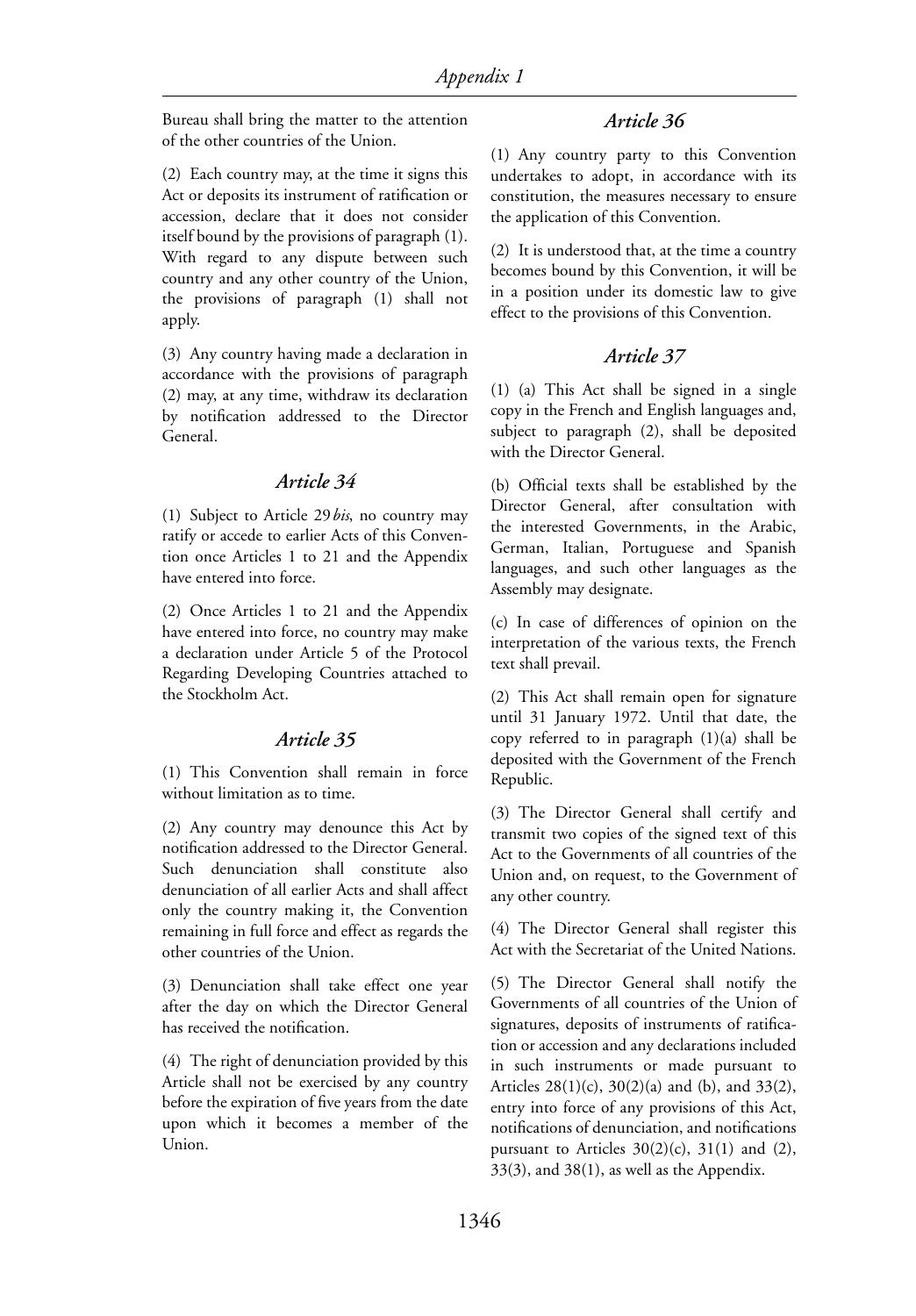Bureau shall bring the matter to the attention of the other countries of the Union.

(2) Each country may, at the time it signs this Act or deposits its instrument of ratification or accession, declare that it does not consider itself bound by the provisions of paragraph (1). With regard to any dispute between such country and any other country of the Union, the provisions of paragraph (1) shall not apply.

(3) Any country having made a declaration in accordance with the provisions of paragraph (2) may, at any time, withdraw its declaration by notification addressed to the Director General.

### *Article 34*

(1) Subject to Article 29*bis*, no country may ratify or accede to earlier Acts of this Convention once Articles 1 to 21 and the Appendix have entered into force.

(2) Once Articles 1 to 21 and the Appendix have entered into force, no country may make a declaration under Article 5 of the Protocol Regarding Developing Countries attached to the Stockholm Act.

### *Article 35*

(1) This Convention shall remain in force without limitation as to time.

(2) Any country may denounce this Act by notification addressed to the Director General. Such denunciation shall constitute also denunciation of all earlier Acts and shall affect only the country making it, the Convention remaining in full force and effect as regards the other countries of the Union.

(3) Denunciation shall take effect one year after the day on which the Director General has received the notification.

(4) The right of denunciation provided by this Article shall not be exercised by any country before the expiration of five years from the date upon which it becomes a member of the Union.

### *Article 36*

(1) Any country party to this Convention undertakes to adopt, in accordance with its constitution, the measures necessary to ensure the application of this Convention.

(2) It is understood that, at the time a country becomes bound by this Convention, it will be in a position under its domestic law to give effect to the provisions of this Convention.

### *Article 37*

(1) (a) This Act shall be signed in a single copy in the French and English languages and, subject to paragraph (2), shall be deposited with the Director General.

(b) Official texts shall be established by the Director General, after consultation with the interested Governments, in the Arabic, German, Italian, Portuguese and Spanish languages, and such other languages as the Assembly may designate.

(c) In case of differences of opinion on the interpretation of the various texts, the French text shall prevail.

(2) This Act shall remain open for signature until 31 January 1972. Until that date, the copy referred to in paragraph (1)(a) shall be deposited with the Government of the French Republic.

(3) The Director General shall certify and transmit two copies of the signed text of this Act to the Governments of all countries of the Union and, on request, to the Government of any other country.

(4) The Director General shall register this Act with the Secretariat of the United Nations.

(5) The Director General shall notify the Governments of all countries of the Union of signatures, deposits of instruments of ratification or accession and any declarations included in such instruments or made pursuant to Articles 28(1)(c), 30(2)(a) and (b), and 33(2), entry into force of any provisions of this Act, notifications of denunciation, and notifications pursuant to Articles 30(2)(c), 31(1) and (2), 33(3), and 38(1), as well as the Appendix.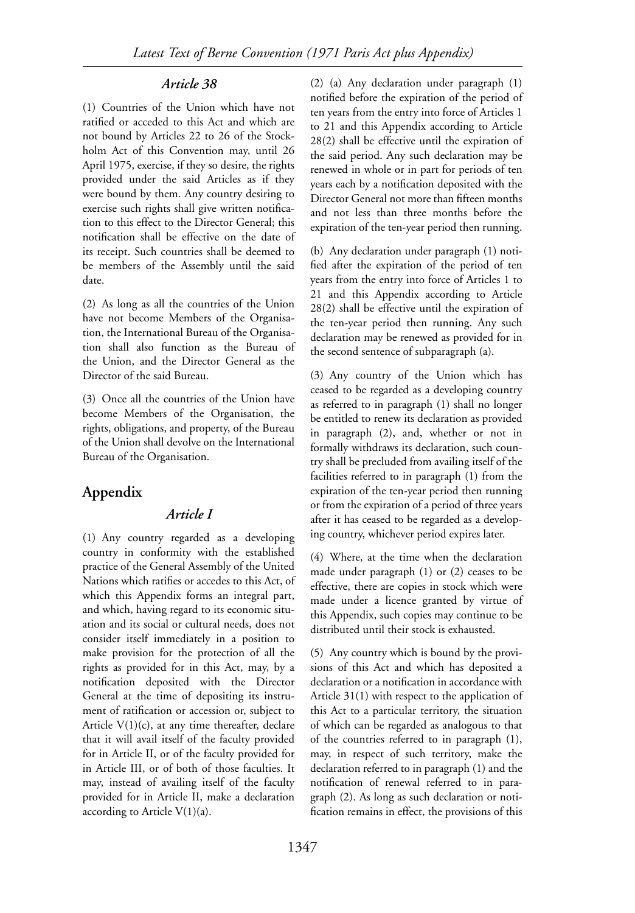### *Article 38*

(1) Countries of the Union which have not ratified or acceded to this Act and which are not bound by Articles 22 to 26 of the Stockholm Act of this Convention may, until 26 April 1975, exercise, if they so desire, the rights provided under the said Articles as if they were bound by them. Any country desiring to exercise such rights shall give written notification to this effect to the Director General; this notification shall be effective on the date of its receipt. Such countries shall be deemed to be members of the Assembly until the said date.

(2) As long as all the countries of the Union have not become Members of the Organisation, the International Bureau of the Organisation shall also function as the Bureau of the Union, and the Director General as the Director of the said Bureau.

(3) Once all the countries of the Union have become Members of the Organisation, the rights, obligations, and property, of the Bureau of the Union shall devolve on the International Bureau of the Organisation.

## Appendix

### *Article I*

(1) Any country regarded as a developing country in conformity with the established practice of the General Assembly of the United Nations which ratifies or accedes to this Act, of which this Appendix forms an integral part, and which, having regard to its economic situation and its social or cultural needs, does not consider itself immediately in a position to make provision for the protection of all the rights as provided for in this Act, may, by a notification deposited with the Director General at the time of depositing its instrument of ratification or accession or, subject to Article V(1)(c), at any time thereafter, declare that it will avail itself of the faculty provided for in Article II, or of the faculty provided for in Article III, or of both of those faculties. It may, instead of availing itself of the faculty provided for in Article II, make a declaration according to Article V(1)(a).

(2) (a) Any declaration under paragraph (1) notified before the expiration of the period of ten years from the entry into force of Articles 1 to 21 and this Appendix according to Article 28(2) shall be effective until the expiration of the said period. Any such declaration may be renewed in whole or in part for periods of ten years each by a notification deposited with the Director General not more than fifteen months and not less than three months before the expiration of the ten-year period then running.

(b) Any declaration under paragraph (1) notified after the expiration of the period of ten years from the entry into force of Articles 1 to 21 and this Appendix according to Article 28(2) shall be effective until the expiration of the ten-year period then running. Any such declaration may be renewed as provided for in the second sentence of subparagraph (a).

(3) Any country of the Union which has ceased to be regarded as a developing country as referred to in paragraph (1) shall no longer be entitled to renew its declaration as provided in paragraph (2), and, whether or not in formally withdraws its declaration, such country shall be precluded from availing itself of the facilities referred to in paragraph (1) from the expiration of the ten-year period then running or from the expiration of a period of three years after it has ceased to be regarded as a developing country, whichever period expires later.

(4) Where, at the time when the declaration made under paragraph (1) or (2) ceases to be effective, there are copies in stock which were made under a licence granted by virtue of this Appendix, such copies may continue to be distributed until their stock is exhausted.

(5) Any country which is bound by the provisions of this Act and which has deposited a declaration or a notification in accordance with Article 31(1) with respect to the application of this Act to a particular territory, the situation of which can be regarded as analogous to that of the countries referred to in paragraph (1), may, in respect of such territory, make the declaration referred to in paragraph (1) and the notification of renewal referred to in paragraph (2). As long as such declaration or notification remains in effect, the provisions of this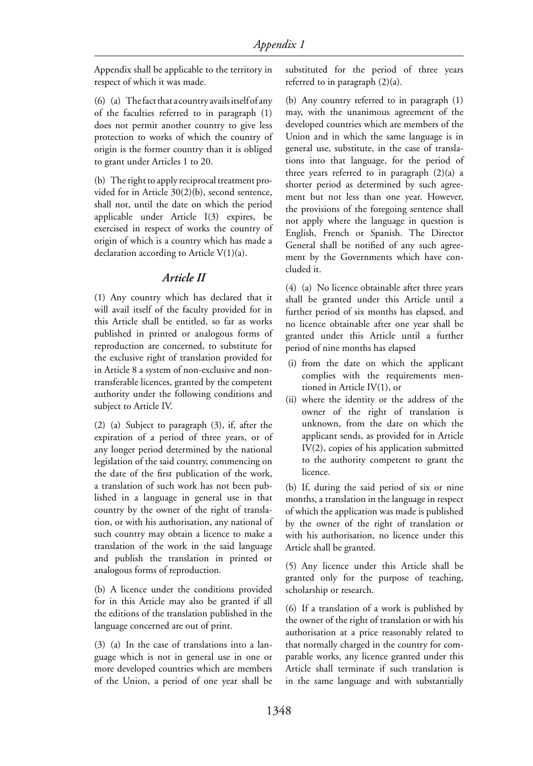Appendix shall be applicable to the territory in respect of which it was made.

(6) (a) The fact that a country avails itself of any of the faculties referred to in paragraph (1) does not permit another country to give less protection to works of which the country of origin is the former country than it is obliged to grant under Articles 1 to 20.

(b) The right to apply reciprocal treatment provided for in Article 30(2)(b), second sentence, shall not, until the date on which the period applicable under Article I(3) expires, be exercised in respect of works the country of origin of which is a country which has made a declaration according to Article V(1)(a).

## *Article II*

(1) Any country which has declared that it will avail itself of the faculty provided for in this Article shall be entitled, so far as works published in printed or analogous forms of reproduction are concerned, to substitute for the exclusive right of translation provided for in Article 8 a system of non-exclusive and non-transferable licences, granted by the competent authority under the following conditions and subject to Article IV.

(2) (a) Subject to paragraph (3), if, after the expiration of a period of three years, or of any longer period determined by the national legislation of the said country, commencing on the date of the first publication of the work, a translation of such work has not been published in a language in general use in that country by the owner of the right of translation, or with his authorisation, any national of such country may obtain a licence to make a translation of the work in the said language and publish the translation in printed or analogous forms of reproduction.

(b) A licence under the conditions provided for in this Article may also be granted if all the editions of the translation published in the language concerned are out of print.

(3) (a) In the case of translations into a language which is not in general use in one or more developed countries which are members of the Union, a period of one year shall be substituted for the period of three years referred to in paragraph (2)(a).

(b) Any country referred to in paragraph (1) may, with the unanimous agreement of the developed countries which are members of the Union and in which the same language is in general use, substitute, in the case of translations into that language, for the period of three years referred to in paragraph (2)(a) a shorter period as determined by such agreement but not less than one year. However, the provisions of the foregoing sentence shall not apply where the language in question is English, French or Spanish. The Director General shall be notified of any such agreement by the Governments which have concluded it.

(4) (a) No licence obtainable after three years shall be granted under this Article until a further period of six months has elapsed, and no licence obtainable after one year shall be granted under this Article until a further period of nine months has elapsed

(i) from the date on which the applicant complies with the requirements mentioned in Article IV(1), or
(ii) where the identity or the address of the owner of the right of translation is unknown, from the date on which the applicant sends, as provided for in Article IV(2), copies of his application submitted to the authority competent to grant the licence.

(b) If, during the said period of six or nine months, a translation in the language in respect of which the application was made is published by the owner of the right of translation or with his authorisation, no licence under this Article shall be granted.

(5) Any licence under this Article shall be granted only for the purpose of teaching, scholarship or research.

(6) If a translation of a work is published by the owner of the right of translation or with his authorisation at a price reasonably related to that normally charged in the country for comparable works, any licence granted under this Article shall terminate if such translation is in the same language and with substantially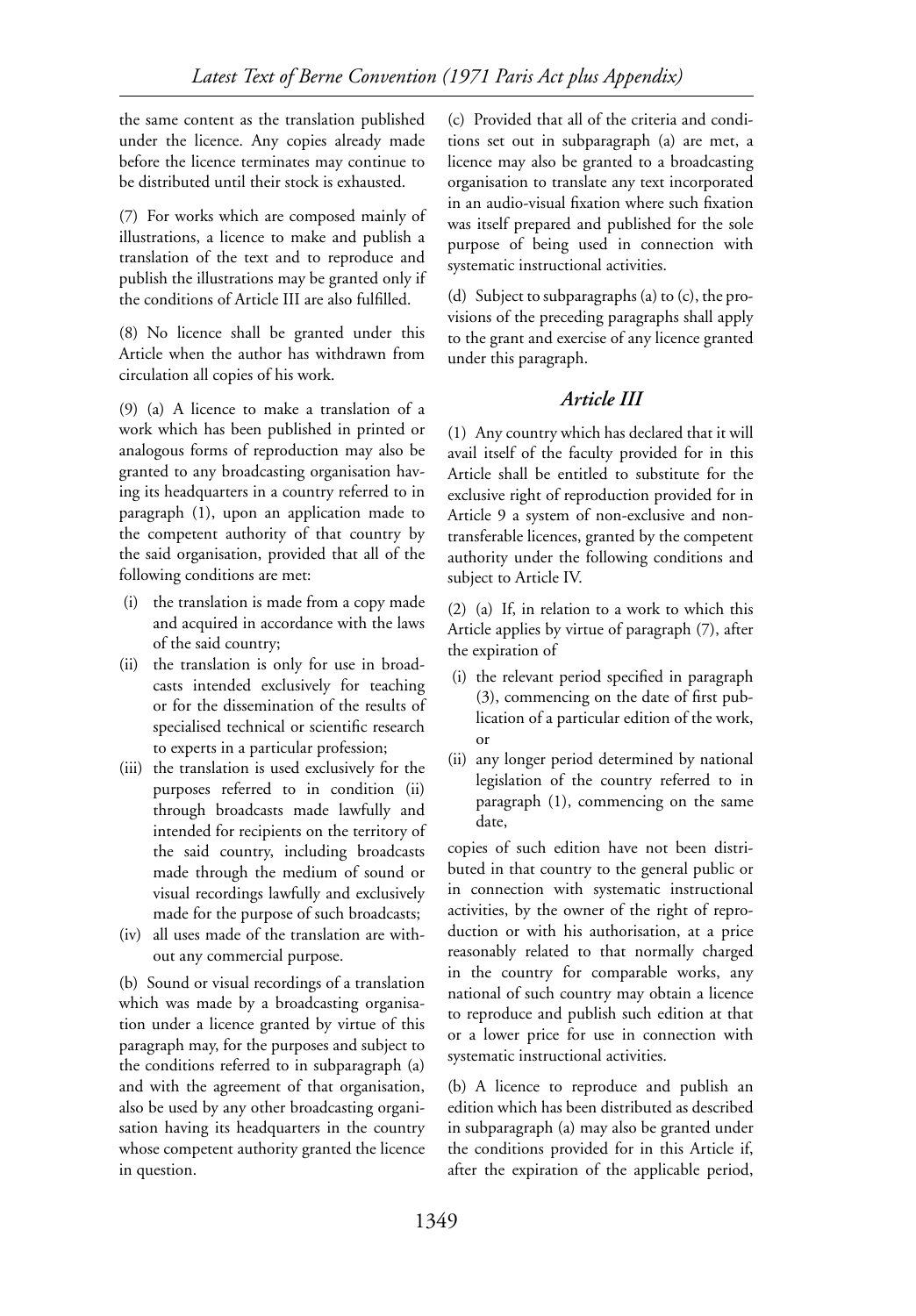the same content as the translation published under the licence. Any copies already made before the licence terminates may continue to be distributed until their stock is exhausted.

(7) For works which are composed mainly of illustrations, a licence to make and publish a translation of the text and to reproduce and publish the illustrations may be granted only if the conditions of Article III are also fulfilled.

(8) No licence shall be granted under this Article when the author has withdrawn from circulation all copies of his work.

(9) (a) A licence to make a translation of a work which has been published in printed or analogous forms of reproduction may also be granted to any broadcasting organisation having its headquarters in a country referred to in paragraph (1), upon an application made to the competent authority of that country by the said organisation, provided that all of the following conditions are met:

- (i) the translation is made from a copy made and acquired in accordance with the laws of the said country;
- (ii) the translation is only for use in broadcasts intended exclusively for teaching or for the dissemination of the results of specialised technical or scientific research to experts in a particular profession;
- (iii) the translation is used exclusively for the purposes referred to in condition (ii) through broadcasts made lawfully and intended for recipients on the territory of the said country, including broadcasts made through the medium of sound or visual recordings lawfully and exclusively made for the purpose of such broadcasts;
- (iv) all uses made of the translation are without any commercial purpose.

(b) Sound or visual recordings of a translation which was made by a broadcasting organisation under a licence granted by virtue of this paragraph may, for the purposes and subject to the conditions referred to in subparagraph (a) and with the agreement of that organisation, also be used by any other broadcasting organisation having its headquarters in the country whose competent authority granted the licence in question.

(c) Provided that all of the criteria and conditions set out in subparagraph (a) are met, a licence may also be granted to a broadcasting organisation to translate any text incorporated in an audio-visual fixation where such fixation was itself prepared and published for the sole purpose of being used in connection with systematic instructional activities.

(d) Subject to subparagraphs (a) to (c), the provisions of the preceding paragraphs shall apply to the grant and exercise of any licence granted under this paragraph.

## *Article III*

(1) Any country which has declared that it will avail itself of the faculty provided for in this Article shall be entitled to substitute for the exclusive right of reproduction provided for in Article 9 a system of non-exclusive and non-transferable licences, granted by the competent authority under the following conditions and subject to Article IV.

(2) (a) If, in relation to a work to which this Article applies by virtue of paragraph (7), after the expiration of

- (i) the relevant period specified in paragraph (3), commencing on the date of first publication of a particular edition of the work, or
- (ii) any longer period determined by national legislation of the country referred to in paragraph (1), commencing on the same date,

copies of such edition have not been distributed in that country to the general public or in connection with systematic instructional activities, by the owner of the right of reproduction or with his authorisation, at a price reasonably related to that normally charged in the country for comparable works, any national of such country may obtain a licence to reproduce and publish such edition at that or a lower price for use in connection with systematic instructional activities.

(b) A licence to reproduce and publish an edition which has been distributed as described in subparagraph (a) may also be granted under the conditions provided for in this Article if, after the expiration of the applicable period,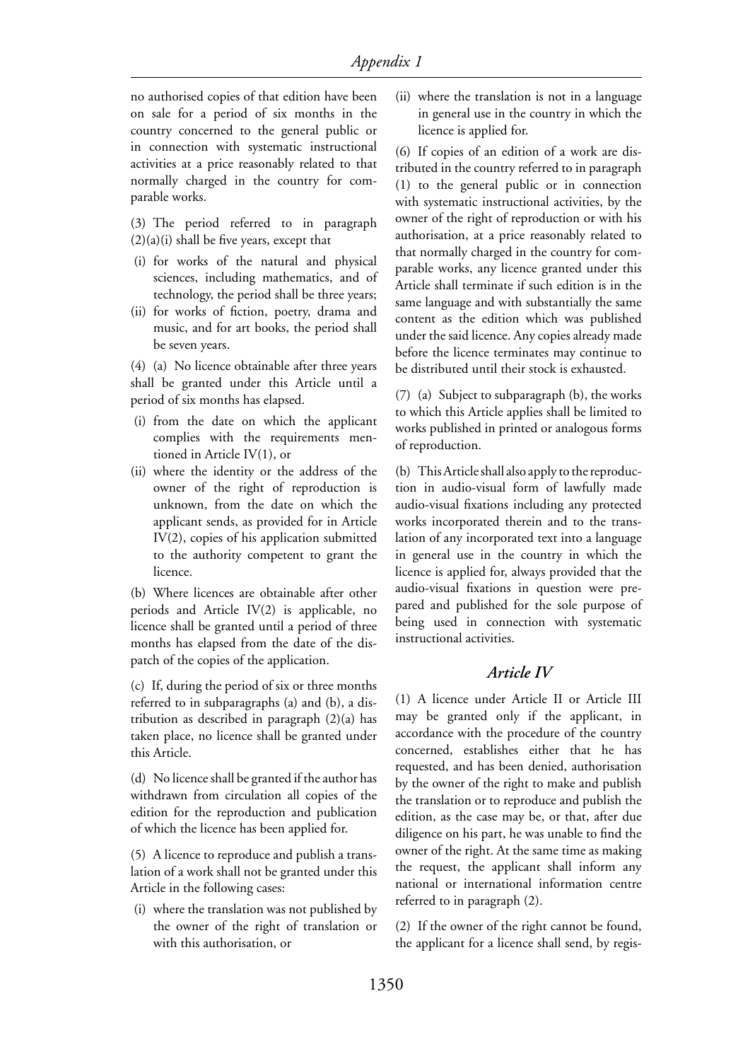no authorised copies of that edition have been on sale for a period of six months in the country concerned to the general public or in connection with systematic instructional activities at a price reasonably related to that normally charged in the country for comparable works.

(3) The period referred to in paragraph (2)(a)(i) shall be five years, except that

(i) for works of the natural and physical sciences, including mathematics, and of technology, the period shall be three years;
(ii) for works of fiction, poetry, drama and music, and for art books, the period shall be seven years.

(4) (a) No licence obtainable after three years shall be granted under this Article until a period of six months has elapsed.

(i) from the date on which the applicant complies with the requirements mentioned in Article IV(1), or
(ii) where the identity or the address of the owner of the right of reproduction is unknown, from the date on which the applicant sends, as provided for in Article IV(2), copies of his application submitted to the authority competent to grant the licence.

(b) Where licences are obtainable after other periods and Article IV(2) is applicable, no licence shall be granted until a period of three months has elapsed from the date of the dispatch of the copies of the application.

(c) If, during the period of six or three months referred to in subparagraphs (a) and (b), a distribution as described in paragraph (2)(a) has taken place, no licence shall be granted under this Article.

(d) No licence shall be granted if the author has withdrawn from circulation all copies of the edition for the reproduction and publication of which the licence has been applied for.

(5) A licence to reproduce and publish a translation of a work shall not be granted under this Article in the following cases:

(i) where the translation was not published by the owner of the right of translation or with this authorisation, or
(ii) where the translation is not in a language in general use in the country in which the licence is applied for.

(6) If copies of an edition of a work are distributed in the country referred to in paragraph (1) to the general public or in connection with systematic instructional activities, by the owner of the right of reproduction or with his authorisation, at a price reasonably related to that normally charged in the country for comparable works, any licence granted under this Article shall terminate if such edition is in the same language and with substantially the same content as the edition which was published under the said licence. Any copies already made before the licence terminates may continue to be distributed until their stock is exhausted.

(7) (a) Subject to subparagraph (b), the works to which this Article applies shall be limited to works published in printed or analogous forms of reproduction.

(b) This Article shall also apply to the reproduction in audio-visual form of lawfully made audio-visual fixations including any protected works incorporated therein and to the translation of any incorporated text into a language in general use in the country in which the licence is applied for, always provided that the audio-visual fixations in question were prepared and published for the sole purpose of being used in connection with systematic instructional activities.

## *Article IV*

(1) A licence under Article II or Article III may be granted only if the applicant, in accordance with the procedure of the country concerned, establishes either that he has requested, and has been denied, authorisation by the owner of the right to make and publish the translation or to reproduce and publish the edition, as the case may be, or that, after due diligence on his part, he was unable to find the owner of the right. At the same time as making the request, the applicant shall inform any national or international information centre referred to in paragraph (2).

(2) If the owner of the right cannot be found, the applicant for a licence shall send, by regis-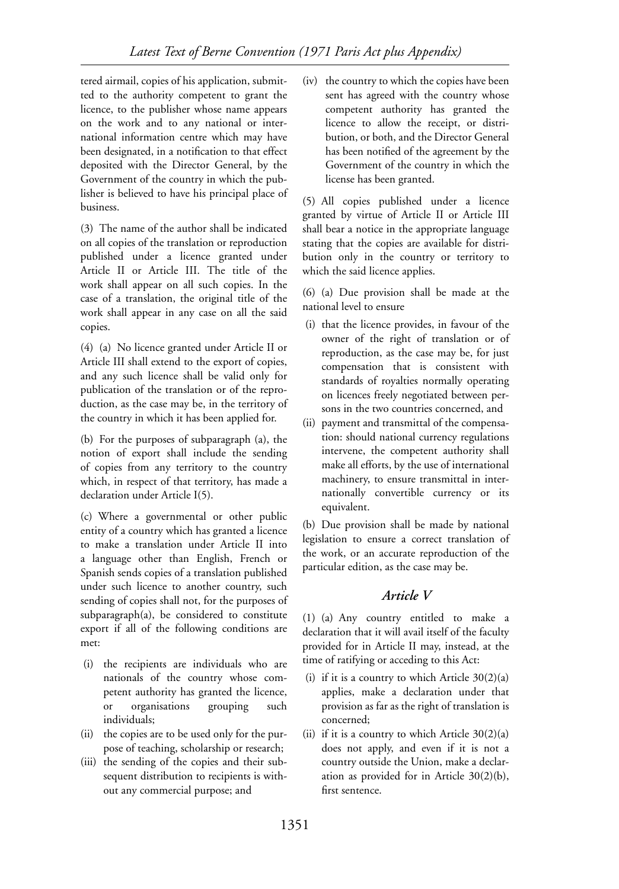tered airmail, copies of his application, submitted to the authority competent to grant the licence, to the publisher whose name appears on the work and to any national or international information centre which may have been designated, in a notification to that effect deposited with the Director General, by the Government of the country in which the publisher is believed to have his principal place of business.

(3) The name of the author shall be indicated on all copies of the translation or reproduction published under a licence granted under Article II or Article III. The title of the work shall appear on all such copies. In the case of a translation, the original title of the work shall appear in any case on all the said copies.

(4) (a) No licence granted under Article II or Article III shall extend to the export of copies, and any such licence shall be valid only for publication of the translation or of the reproduction, as the case may be, in the territory of the country in which it has been applied for.

(b) For the purposes of subparagraph (a), the notion of export shall include the sending of copies from any territory to the country which, in respect of that territory, has made a declaration under Article I(5).

(c) Where a governmental or other public entity of a country which has granted a licence to make a translation under Article II into a language other than English, French or Spanish sends copies of a translation published under such licence to another country, such sending of copies shall not, for the purposes of subparagraph(a), be considered to constitute export if all of the following conditions are met:

(i) the recipients are individuals who are nationals of the country whose competent authority has granted the licence, or organisations grouping such individuals;
(ii) the copies are to be used only for the purpose of teaching, scholarship or research;
(iii) the sending of the copies and their subsequent distribution to recipients is without any commercial purpose; and
(iv) the country to which the copies have been sent has agreed with the country whose competent authority has granted the licence to allow the receipt, or distribution, or both, and the Director General has been notified of the agreement by the Government of the country in which the license has been granted.

(5) All copies published under a licence granted by virtue of Article II or Article III shall bear a notice in the appropriate language stating that the copies are available for distribution only in the country or territory to which the said licence applies.

(6) (a) Due provision shall be made at the national level to ensure

(i) that the licence provides, in favour of the owner of the right of translation or of reproduction, as the case may be, for just compensation that is consistent with standards of royalties normally operating on licences freely negotiated between persons in the two countries concerned, and
(ii) payment and transmittal of the compensation: should national currency regulations intervene, the competent authority shall make all efforts, by the use of international machinery, to ensure transmittal in internationally convertible currency or its equivalent.

(b) Due provision shall be made by national legislation to ensure a correct translation of the work, or an accurate reproduction of the particular edition, as the case may be.

## *Article V*

(1) (a) Any country entitled to make a declaration that it will avail itself of the faculty provided for in Article II may, instead, at the time of ratifying or acceding to this Act:

(i) if it is a country to which Article 30(2)(a) applies, make a declaration under that provision as far as the right of translation is concerned;
(ii) if it is a country to which Article 30(2)(a) does not apply, and even if it is not a country outside the Union, make a declaration as provided for in Article 30(2)(b), first sentence.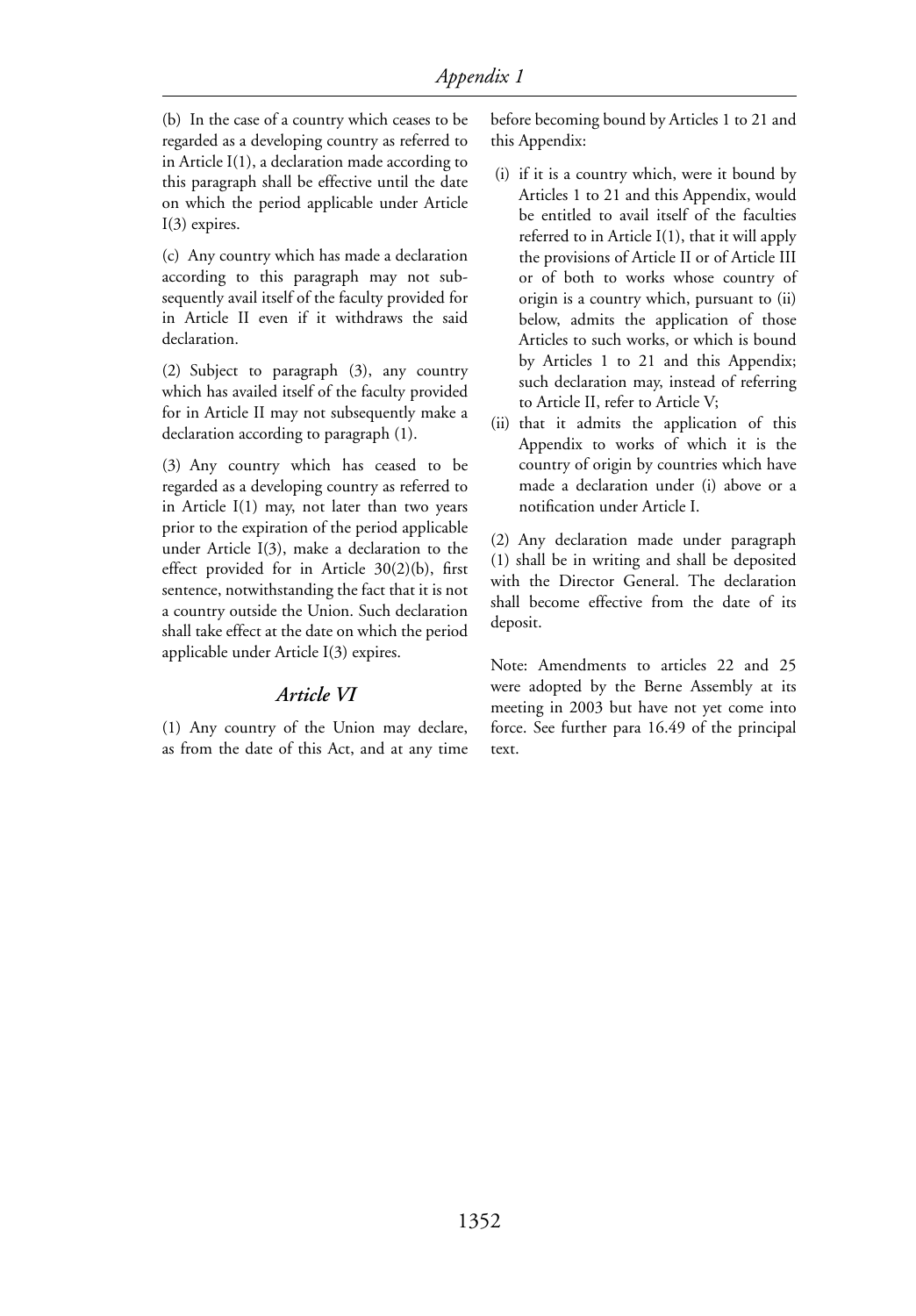(b) In the case of a country which ceases to be regarded as a developing country as referred to in Article I(1), a declaration made according to this paragraph shall be effective until the date on which the period applicable under Article I(3) expires.

(c) Any country which has made a declaration according to this paragraph may not subsequently avail itself of the faculty provided for in Article II even if it withdraws the said declaration.

(2) Subject to paragraph (3), any country which has availed itself of the faculty provided for in Article II may not subsequently make a declaration according to paragraph (1).

(3) Any country which has ceased to be regarded as a developing country as referred to in Article I(1) may, not later than two years prior to the expiration of the period applicable under Article I(3), make a declaration to the effect provided for in Article 30(2)(b), first sentence, notwithstanding the fact that it is not a country outside the Union. Such declaration shall take effect at the date on which the period applicable under Article I(3) expires.

### *Article VI*

(1) Any country of the Union may declare, as from the date of this Act, and at any time before becoming bound by Articles 1 to 21 and this Appendix:

(i) if it is a country which, were it bound by Articles 1 to 21 and this Appendix, would be entitled to avail itself of the faculties referred to in Article I(1), that it will apply the provisions of Article II or of Article III or of both to works whose country of origin is a country which, pursuant to (ii) below, admits the application of those Articles to such works, or which is bound by Articles 1 to 21 and this Appendix; such declaration may, instead of referring to Article II, refer to Article V;

(ii) that it admits the application of this Appendix to works of which it is the country of origin by countries which have made a declaration under (i) above or a notification under Article I.

(2) Any declaration made under paragraph (1) shall be in writing and shall be deposited with the Director General. The declaration shall become effective from the date of its deposit.

Note: Amendments to articles 22 and 25 were adopted by the Berne Assembly at its meeting in 2003 but have not yet come into force. See further para 16.49 of the principal text.